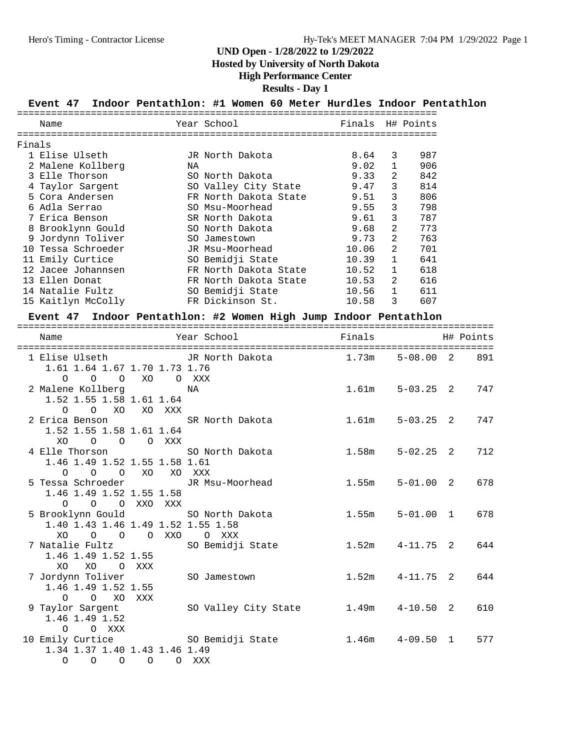# UND Open - 1/28/2022 to 1/29/2022

**Hosted by University of North Dakota**

**High Performance Center**

**Results - Day 1**

## Event 47 Indoor Pentathlon: #1 Women 60 Meter Hurdles Indoor Pentathlon

Finals

| Place | Name | Year | School | Finals | H# | Points |
|---|---|---|---|---|---|---|
| 1 | Elise Ulseth | JR | North Dakota | 8.64 | 3 | 987 |
| 2 | Malene Kollberg | NA | | 9.02 | 1 | 906 |
| 3 | Elle Thorson | SO | North Dakota | 9.33 | 2 | 842 |
| 4 | Taylor Sargent | SO | Valley City State | 9.47 | 3 | 814 |
| 5 | Cora Andersen | FR | North Dakota State | 9.51 | 3 | 806 |
| 6 | Adla Serrao | SO | Msu-Moorhead | 9.55 | 3 | 798 |
| 7 | Erica Benson | SR | North Dakota | 9.61 | 3 | 787 |
| 8 | Brooklynn Gould | SO | North Dakota | 9.68 | 2 | 773 |
| 9 | Jordynn Toliver | SO | Jamestown | 9.73 | 2 | 763 |
| 10 | Tessa Schroeder | JR | Msu-Moorhead | 10.06 | 2 | 701 |
| 11 | Emily Curtice | SO | Bemidji State | 10.39 | 1 | 641 |
| 12 | Jacee Johannsen | FR | North Dakota State | 10.52 | 1 | 618 |
| 13 | Ellen Donat | FR | North Dakota State | 10.53 | 2 | 616 |
| 14 | Natalie Fultz | SO | Bemidji State | 10.56 | 1 | 611 |
| 15 | Kaitlyn McColly | FR | Dickinson St. | 10.58 | 3 | 607 |

## Event 47 Indoor Pentathlon: #2 Women High Jump Indoor Pentathlon

```
    Name                    Year School                  Finals            H# Points
=====================================================================================
  1 Elise Ulseth            JR North Dakota              1.73m    5-08.00  2   891
     1.61 1.64 1.67 1.70 1.73 1.76
        O    O    O   XO    O  XXX
  2 Malene Kollberg         NA                           1.61m    5-03.25  2   747
     1.52 1.55 1.58 1.61 1.64
        O    O   XO   XO  XXX
  2 Erica Benson            SR North Dakota              1.61m    5-03.25  2   747
     1.52 1.55 1.58 1.61 1.64
       XO    O    O    O  XXX
  4 Elle Thorson            SO North Dakota              1.58m    5-02.25  2   712
     1.46 1.49 1.52 1.55 1.58 1.61
        O    O    O   XO   XO  XXX
  5 Tessa Schroeder         JR Msu-Moorhead              1.55m    5-01.00  2   678
     1.46 1.49 1.52 1.55 1.58
        O    O    O  XXO  XXX
  5 Brooklynn Gould         SO North Dakota              1.55m    5-01.00  1   678
     1.40 1.43 1.46 1.49 1.52 1.55 1.58
       XO    O    O    O  XXO    O  XXX
  7 Natalie Fultz           SO Bemidji State             1.52m    4-11.75  2   644
     1.46 1.49 1.52 1.55
       XO   XO    O  XXX
  7 Jordynn Toliver         SO Jamestown                 1.52m    4-11.75  2   644
     1.46 1.49 1.52 1.55
        O    O   XO  XXX
  9 Taylor Sargent          SO Valley City State         1.49m    4-10.50  2   610
     1.46 1.49 1.52
        O    O  XXX
 10 Emily Curtice           SO Bemidji State             1.46m    4-09.50  1   577
     1.34 1.37 1.40 1.43 1.46 1.49
        O    O    O    O    O  XXX
```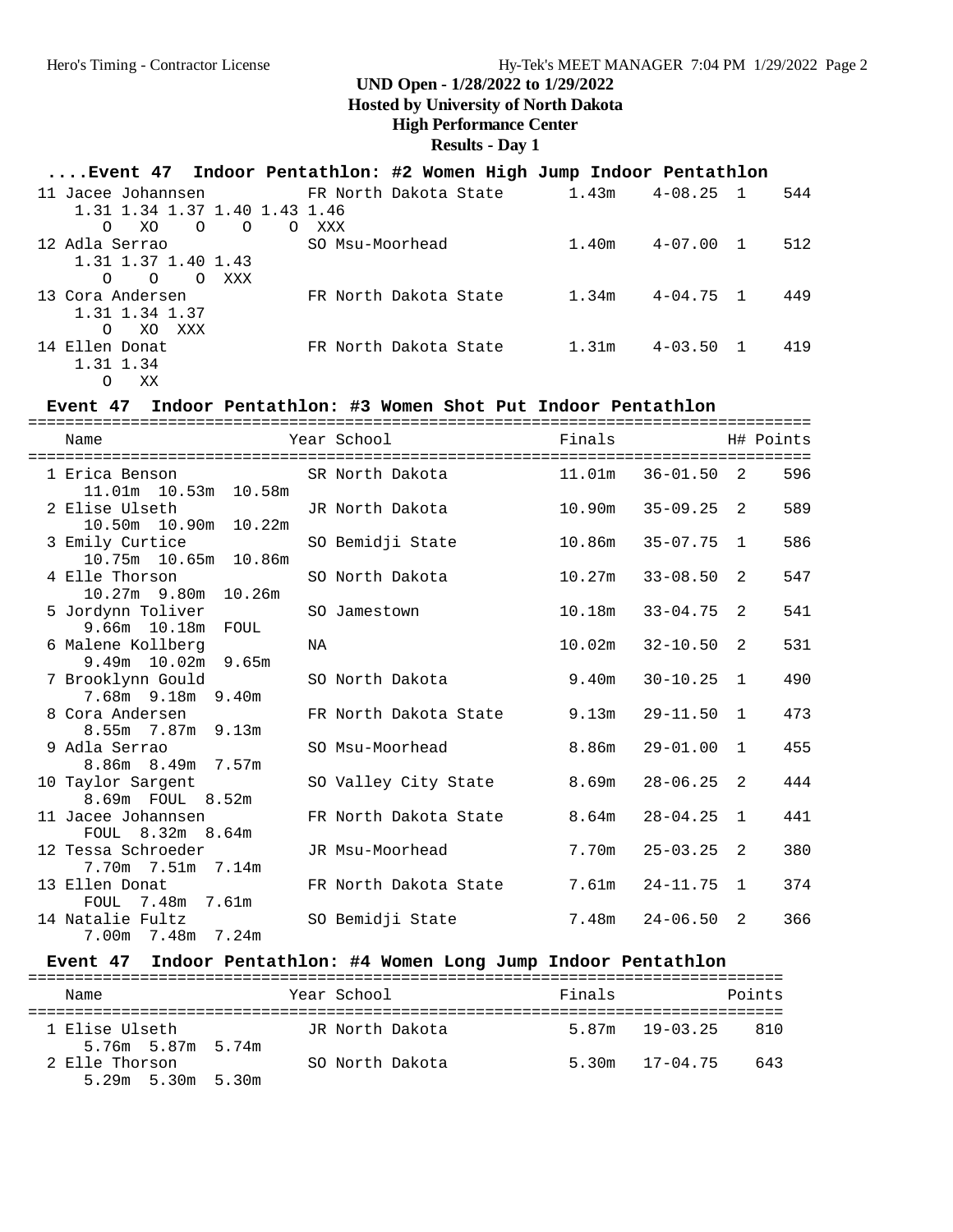**UND Open - 1/28/2022 to 1/29/2022**
**Hosted by University of North Dakota**
**High Performance Center**
**Results - Day 1**

### ....Event 47 Indoor Pentathlon: #2 Women High Jump Indoor Pentathlon

| Place | Name | Year | School | Finals | | H# | Points |
|---|---|---|---|---|---|---|---|
| 11 | Jacee Johannsen | FR | North Dakota State | 1.43m | 4-08.25 | 1 | 544 |
| | 1.31 1.34 1.37 1.40 1.43 1.46 | | | | | | |
| | O XO O O O XXX | | | | | | |
| 12 | Adla Serrao | SO | Msu-Moorhead | 1.40m | 4-07.00 | 1 | 512 |
| | 1.31 1.37 1.40 1.43 | | | | | | |
| | O O O XXX | | | | | | |
| 13 | Cora Andersen | FR | North Dakota State | 1.34m | 4-04.75 | 1 | 449 |
| | 1.31 1.34 1.37 | | | | | | |
| | O XO XXX | | | | | | |
| 14 | Ellen Donat | FR | North Dakota State | 1.31m | 4-03.50 | 1 | 419 |
| | 1.31 1.34 | | | | | | |
| | O XX | | | | | | |

### Event 47 Indoor Pentathlon: #3 Women Shot Put Indoor Pentathlon

| Place | Name | Year | School | Finals | | H# | Points |
|---|---|---|---|---|---|---|---|
| 1 | Erica Benson | SR | North Dakota | 11.01m | 36-01.50 | 2 | 596 |
| | 11.01m 10.53m 10.58m | | | | | | |
| 2 | Elise Ulseth | JR | North Dakota | 10.90m | 35-09.25 | 2 | 589 |
| | 10.50m 10.90m 10.22m | | | | | | |
| 3 | Emily Curtice | SO | Bemidji State | 10.86m | 35-07.75 | 1 | 586 |
| | 10.75m 10.65m 10.86m | | | | | | |
| 4 | Elle Thorson | SO | North Dakota | 10.27m | 33-08.50 | 2 | 547 |
| | 10.27m 9.80m 10.26m | | | | | | |
| 5 | Jordynn Toliver | SO | Jamestown | 10.18m | 33-04.75 | 2 | 541 |
| | 9.66m 10.18m FOUL | | | | | | |
| 6 | Malene Kollberg | NA | | 10.02m | 32-10.50 | 2 | 531 |
| | 9.49m 10.02m 9.65m | | | | | | |
| 7 | Brooklynn Gould | SO | North Dakota | 9.40m | 30-10.25 | 1 | 490 |
| | 7.68m 9.18m 9.40m | | | | | | |
| 8 | Cora Andersen | FR | North Dakota State | 9.13m | 29-11.50 | 1 | 473 |
| | 8.55m 7.87m 9.13m | | | | | | |
| 9 | Adla Serrao | SO | Msu-Moorhead | 8.86m | 29-01.00 | 1 | 455 |
| | 8.86m 8.49m 7.57m | | | | | | |
| 10 | Taylor Sargent | SO | Valley City State | 8.69m | 28-06.25 | 2 | 444 |
| | 8.69m FOUL 8.52m | | | | | | |
| 11 | Jacee Johannsen | FR | North Dakota State | 8.64m | 28-04.25 | 1 | 441 |
| | FOUL 8.32m 8.64m | | | | | | |
| 12 | Tessa Schroeder | JR | Msu-Moorhead | 7.70m | 25-03.25 | 2 | 380 |
| | 7.70m 7.51m 7.14m | | | | | | |
| 13 | Ellen Donat | FR | North Dakota State | 7.61m | 24-11.75 | 1 | 374 |
| | FOUL 7.48m 7.61m | | | | | | |
| 14 | Natalie Fultz | SO | Bemidji State | 7.48m | 24-06.50 | 2 | 366 |
| | 7.00m 7.48m 7.24m | | | | | | |

### Event 47 Indoor Pentathlon: #4 Women Long Jump Indoor Pentathlon

| Place | Name | Year | School | Finals | | Points |
|---|---|---|---|---|---|---|
| 1 | Elise Ulseth | JR | North Dakota | 5.87m | 19-03.25 | 810 |
| | 5.76m 5.87m 5.74m | | | | | |
| 2 | Elle Thorson | SO | North Dakota | 5.30m | 17-04.75 | 643 |
| | 5.29m 5.30m 5.30m | | | | | |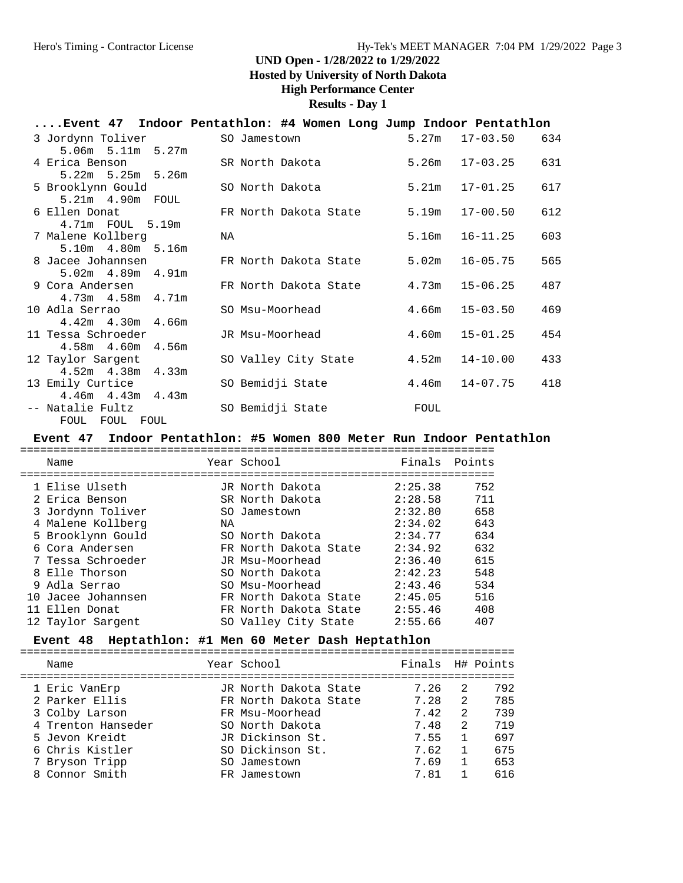UND Open - 1/28/2022 to 1/29/2022
Hosted by University of North Dakota
High Performance Center
Results - Day 1

### ....Event 47 Indoor Pentathlon: #4 Women Long Jump Indoor Pentathlon

| Place | Name | Year | School | Finals | | Points |
|---|---|---|---|---|---|---|
| 3 | Jordynn Toliver | SO | Jamestown | 5.27m | 17-03.50 | 634 |
| | 5.06m 5.11m 5.27m | | | | | |
| 4 | Erica Benson | SR | North Dakota | 5.26m | 17-03.25 | 631 |
| | 5.22m 5.25m 5.26m | | | | | |
| 5 | Brooklynn Gould | SO | North Dakota | 5.21m | 17-01.25 | 617 |
| | 5.21m 4.90m FOUL | | | | | |
| 6 | Ellen Donat | FR | North Dakota State | 5.19m | 17-00.50 | 612 |
| | 4.71m FOUL 5.19m | | | | | |
| 7 | Malene Kollberg | NA | | 5.16m | 16-11.25 | 603 |
| | 5.10m 4.80m 5.16m | | | | | |
| 8 | Jacee Johannsen | FR | North Dakota State | 5.02m | 16-05.75 | 565 |
| | 5.02m 4.89m 4.91m | | | | | |
| 9 | Cora Andersen | FR | North Dakota State | 4.73m | 15-06.25 | 487 |
| | 4.73m 4.58m 4.71m | | | | | |
| 10 | Adla Serrao | SO | Msu-Moorhead | 4.66m | 15-03.50 | 469 |
| | 4.42m 4.30m 4.66m | | | | | |
| 11 | Tessa Schroeder | JR | Msu-Moorhead | 4.60m | 15-01.25 | 454 |
| | 4.58m 4.60m 4.56m | | | | | |
| 12 | Taylor Sargent | SO | Valley City State | 4.52m | 14-10.00 | 433 |
| | 4.52m 4.38m 4.33m | | | | | |
| 13 | Emily Curtice | SO | Bemidji State | 4.46m | 14-07.75 | 418 |
| | 4.46m 4.43m 4.43m | | | | | |
| -- | Natalie Fultz | SO | Bemidji State | FOUL | | |
| | FOUL FOUL FOUL | | | | | |

### Event 47 Indoor Pentathlon: #5 Women 800 Meter Run Indoor Pentathlon

| Place | Name | Year | School | Finals | Points |
|---|---|---|---|---|---|
| 1 | Elise Ulseth | JR | North Dakota | 2:25.38 | 752 |
| 2 | Erica Benson | SR | North Dakota | 2:28.58 | 711 |
| 3 | Jordynn Toliver | SO | Jamestown | 2:32.80 | 658 |
| 4 | Malene Kollberg | NA | | 2:34.02 | 643 |
| 5 | Brooklynn Gould | SO | North Dakota | 2:34.77 | 634 |
| 6 | Cora Andersen | FR | North Dakota State | 2:34.92 | 632 |
| 7 | Tessa Schroeder | JR | Msu-Moorhead | 2:36.40 | 615 |
| 8 | Elle Thorson | SO | North Dakota | 2:42.23 | 548 |
| 9 | Adla Serrao | SO | Msu-Moorhead | 2:43.46 | 534 |
| 10 | Jacee Johannsen | FR | North Dakota State | 2:45.05 | 516 |
| 11 | Ellen Donat | FR | North Dakota State | 2:55.46 | 408 |
| 12 | Taylor Sargent | SO | Valley City State | 2:55.66 | 407 |

### Event 48 Heptathlon: #1 Men 60 Meter Dash Heptathlon

| Place | Name | Year | School | Finals | H# | Points |
|---|---|---|---|---|---|---|
| 1 | Eric VanErp | JR | North Dakota State | 7.26 | 2 | 792 |
| 2 | Parker Ellis | FR | North Dakota State | 7.28 | 2 | 785 |
| 3 | Colby Larson | FR | Msu-Moorhead | 7.42 | 2 | 739 |
| 4 | Trenton Hanseder | SO | North Dakota | 7.48 | 2 | 719 |
| 5 | Jevon Kreidt | JR | Dickinson St. | 7.55 | 1 | 697 |
| 6 | Chris Kistler | SO | Dickinson St. | 7.62 | 1 | 675 |
| 7 | Bryson Tripp | SO | Jamestown | 7.69 | 1 | 653 |
| 8 | Connor Smith | FR | Jamestown | 7.81 | 1 | 616 |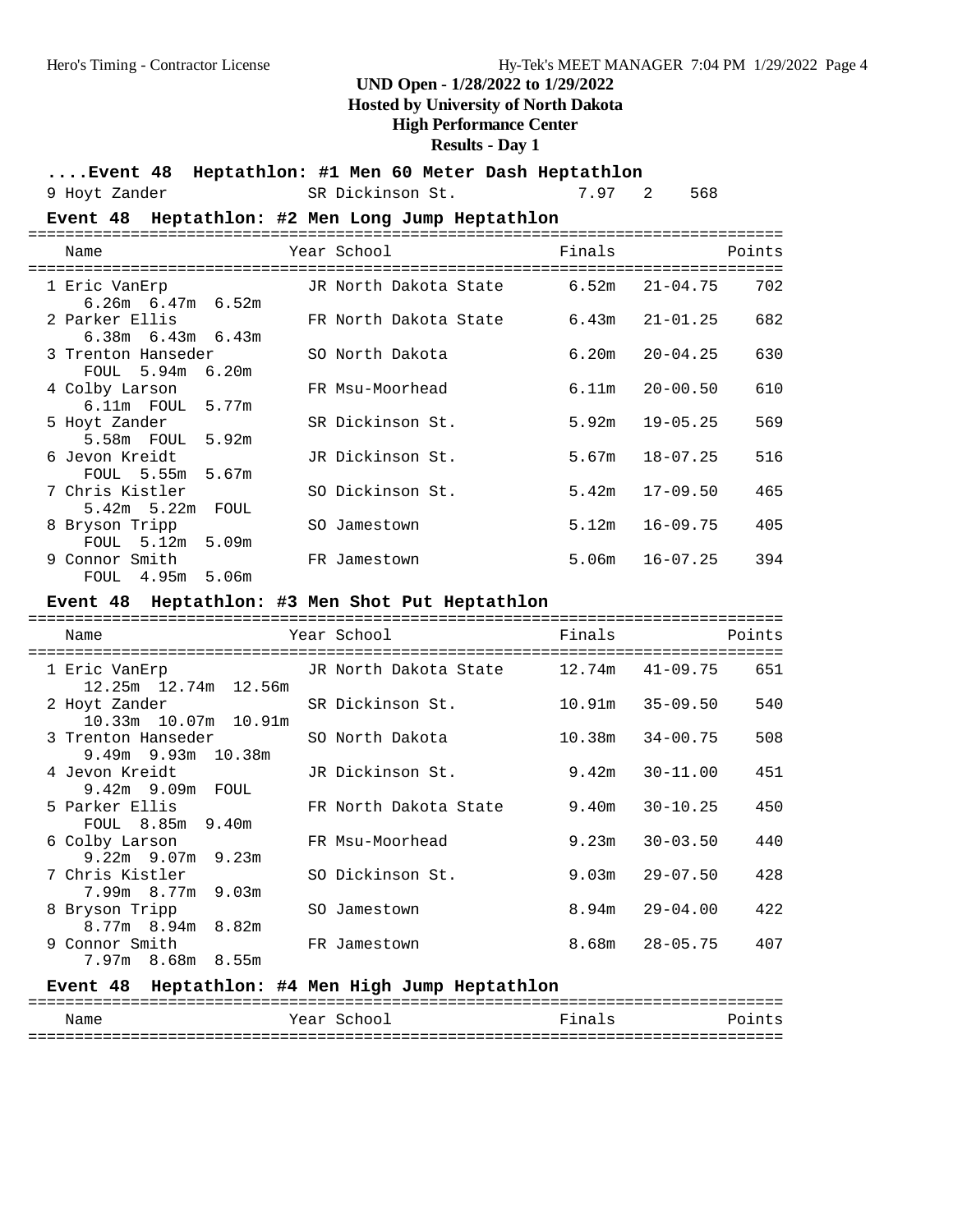UND Open - 1/28/2022 to 1/29/2022

Hosted by University of North Dakota

High Performance Center

Results - Day 1

### ....Event 48 Heptathlon: #1 Men 60 Meter Dash Heptathlon

| Name | Year | School | Finals | H# | Points |
|---|---|---|---|---|---|
| 9 Hoyt Zander | SR | Dickinson St. | 7.97 | 2 | 568 |

### Event 48 Heptathlon: #2 Men Long Jump Heptathlon

| Name | Year | School | Finals | | Points |
|---|---|---|---|---|---|
| 1 Eric VanErp | JR | North Dakota State | 6.52m | 21-04.75 | 702 |
| 6.26m 6.47m 6.52m | | | | | |
| 2 Parker Ellis | FR | North Dakota State | 6.43m | 21-01.25 | 682 |
| 6.38m 6.43m 6.43m | | | | | |
| 3 Trenton Hanseder | SO | North Dakota | 6.20m | 20-04.25 | 630 |
| FOUL 5.94m 6.20m | | | | | |
| 4 Colby Larson | FR | Msu-Moorhead | 6.11m | 20-00.50 | 610 |
| 6.11m FOUL 5.77m | | | | | |
| 5 Hoyt Zander | SR | Dickinson St. | 5.92m | 19-05.25 | 569 |
| 5.58m FOUL 5.92m | | | | | |
| 6 Jevon Kreidt | JR | Dickinson St. | 5.67m | 18-07.25 | 516 |
| FOUL 5.55m 5.67m | | | | | |
| 7 Chris Kistler | SO | Dickinson St. | 5.42m | 17-09.50 | 465 |
| 5.42m 5.22m FOUL | | | | | |
| 8 Bryson Tripp | SO | Jamestown | 5.12m | 16-09.75 | 405 |
| FOUL 5.12m 5.09m | | | | | |
| 9 Connor Smith | FR | Jamestown | 5.06m | 16-07.25 | 394 |
| FOUL 4.95m 5.06m | | | | | |

### Event 48 Heptathlon: #3 Men Shot Put Heptathlon

| Name | Year | School | Finals | | Points |
|---|---|---|---|---|---|
| 1 Eric VanErp | JR | North Dakota State | 12.74m | 41-09.75 | 651 |
| 12.25m 12.74m 12.56m | | | | | |
| 2 Hoyt Zander | SR | Dickinson St. | 10.91m | 35-09.50 | 540 |
| 10.33m 10.07m 10.91m | | | | | |
| 3 Trenton Hanseder | SO | North Dakota | 10.38m | 34-00.75 | 508 |
| 9.49m 9.93m 10.38m | | | | | |
| 4 Jevon Kreidt | JR | Dickinson St. | 9.42m | 30-11.00 | 451 |
| 9.42m 9.09m FOUL | | | | | |
| 5 Parker Ellis | FR | North Dakota State | 9.40m | 30-10.25 | 450 |
| FOUL 8.85m 9.40m | | | | | |
| 6 Colby Larson | FR | Msu-Moorhead | 9.23m | 30-03.50 | 440 |
| 9.22m 9.07m 9.23m | | | | | |
| 7 Chris Kistler | SO | Dickinson St. | 9.03m | 29-07.50 | 428 |
| 7.99m 8.77m 9.03m | | | | | |
| 8 Bryson Tripp | SO | Jamestown | 8.94m | 29-04.00 | 422 |
| 8.77m 8.94m 8.82m | | | | | |
| 9 Connor Smith | FR | Jamestown | 8.68m | 28-05.75 | 407 |
| 7.97m 8.68m 8.55m | | | | | |

### Event 48 Heptathlon: #4 Men High Jump Heptathlon

| Name | Year | School | Finals | Points |
|---|---|---|---|---|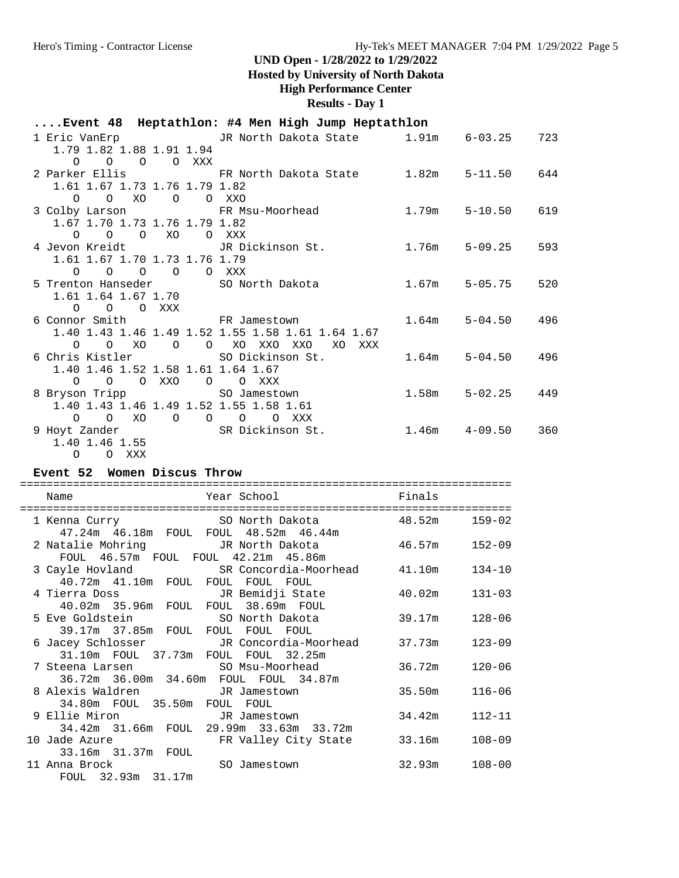## UND Open - 1/28/2022 to 1/29/2022

### Hosted by University of North Dakota

### High Performance Center

### Results - Day 1

#### ....Event 48 Heptathlon: #4 Men High Jump Heptathlon

```
  1 Eric VanErp             JR North Dakota State       1.91m    6-03.25    723
     1.79 1.82 1.88 1.91 1.94
        O    O    O    O  XXX
  2 Parker Ellis            FR North Dakota State       1.82m    5-11.50    644
     1.61 1.67 1.73 1.76 1.79 1.82
        O    O   XO    O    O  XXO
  3 Colby Larson            FR Msu-Moorhead             1.79m    5-10.50    619
     1.67 1.70 1.73 1.76 1.79 1.82
        O    O    O   XO    O  XXX
  4 Jevon Kreidt            JR Dickinson St.            1.76m    5-09.25    593
     1.61 1.67 1.70 1.73 1.76 1.79
        O    O    O    O    O  XXX
  5 Trenton Hanseder        SO North Dakota             1.67m    5-05.75    520
     1.61 1.64 1.67 1.70
        O    O    O  XXX
  6 Connor Smith            FR Jamestown                1.64m    5-04.50    496
     1.40 1.43 1.46 1.49 1.52 1.55 1.58 1.61 1.64 1.67
        O    O   XO    O    O   XO  XXO  XXO   XO  XXX
  6 Chris Kistler           SO Dickinson St.            1.64m    5-04.50    496
     1.40 1.46 1.52 1.58 1.61 1.64 1.67
        O    O    O  XXO    O    O  XXX
  8 Bryson Tripp            SO Jamestown                1.58m    5-02.25    449
     1.40 1.43 1.46 1.49 1.52 1.55 1.58 1.61
        O    O   XO    O    O    O    O  XXX
  9 Hoyt Zander             SR Dickinson St.            1.46m    4-09.50    360
     1.40 1.46 1.55
        O    O  XXX
```

#### Event 52 Women Discus Throw

```
=========================================================================
    Name                    Year School                  Finals          
=========================================================================
  1 Kenna Curry             SO North Dakota             48.52m    159-02 
      47.24m  46.18m  FOUL  FOUL  48.52m  46.44m
  2 Natalie Mohring         JR North Dakota             46.57m    152-09 
      FOUL  46.57m  FOUL  FOUL  42.21m  45.86m
  3 Cayle Hovland           SR Concordia-Moorhead       41.10m    134-10 
      40.72m  41.10m  FOUL  FOUL  FOUL  FOUL
  4 Tierra Doss             JR Bemidji State            40.02m    131-03 
      40.02m  35.96m  FOUL  FOUL  38.69m  FOUL
  5 Eve Goldstein           SO North Dakota             39.17m    128-06 
      39.17m  37.85m  FOUL  FOUL  FOUL  FOUL
  6 Jacey Schlosser         JR Concordia-Moorhead       37.73m    123-09 
      31.10m  FOUL  37.73m  FOUL  FOUL  32.25m
  7 Steena Larsen           SO Msu-Moorhead             36.72m    120-06 
      36.72m  36.00m  34.60m  FOUL  FOUL  34.87m
  8 Alexis Waldren          JR Jamestown                35.50m    116-06 
      34.80m  FOUL  35.50m  FOUL  FOUL
  9 Ellie Miron             JR Jamestown                34.42m    112-11 
      34.42m  31.66m  FOUL  29.99m  33.63m  33.72m
 10 Jade Azure              FR Valley City State        33.16m    108-09 
      33.16m  31.37m  FOUL
 11 Anna Brock              SO Jamestown                32.93m    108-00 
      FOUL  32.93m  31.17m
```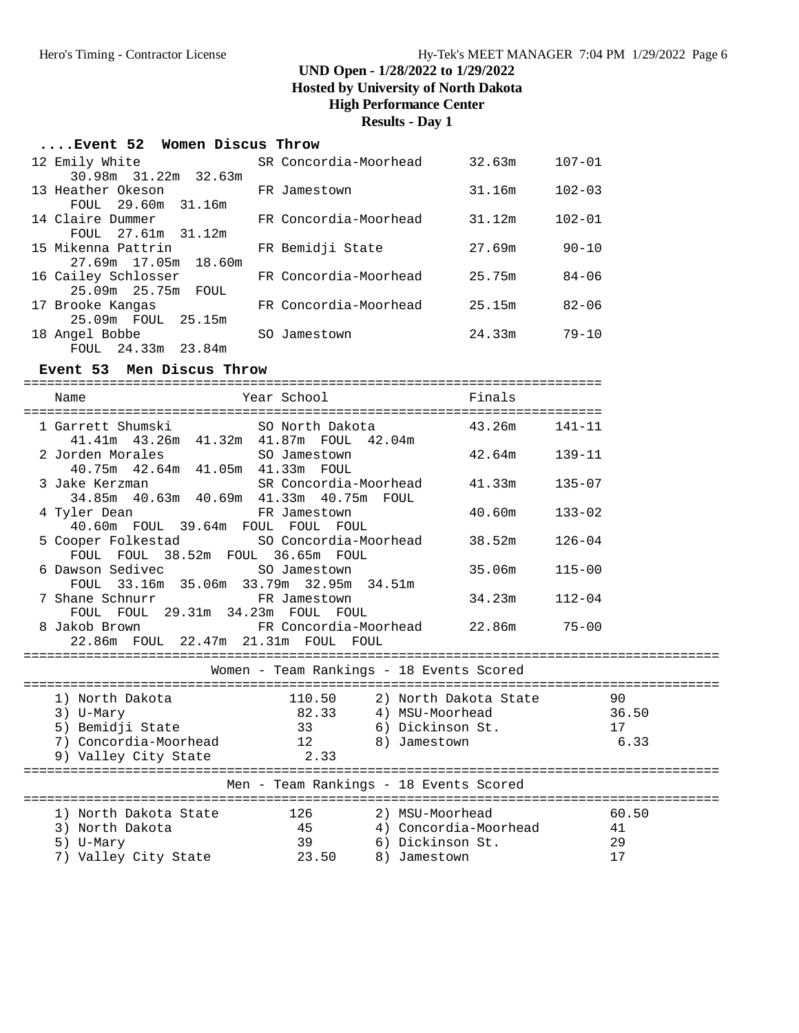## ....Event 52 Women Discus Throw

| Place | Name | Year | School | Finals | |
|---|---|---|---|---|---|
| 12 | Emily White | SR | Concordia-Moorhead | 32.63m | 107-01 |
| | 30.98m 31.22m 32.63m | | | | |
| 13 | Heather Okeson | FR | Jamestown | 31.16m | 102-03 |
| | FOUL 29.60m 31.16m | | | | |
| 14 | Claire Dummer | FR | Concordia-Moorhead | 31.12m | 102-01 |
| | FOUL 27.61m 31.12m | | | | |
| 15 | Mikenna Pattrin | FR | Bemidji State | 27.69m | 90-10 |
| | 27.69m 17.05m 18.60m | | | | |
| 16 | Cailey Schlosser | FR | Concordia-Moorhead | 25.75m | 84-06 |
| | 25.09m 25.75m FOUL | | | | |
| 17 | Brooke Kangas | FR | Concordia-Moorhead | 25.15m | 82-06 |
| | 25.09m FOUL 25.15m | | | | |
| 18 | Angel Bobbe | SO | Jamestown | 24.33m | 79-10 |
| | FOUL 24.33m 23.84m | | | | |

## Event 53 Men Discus Throw

| Place | Name | Year | School | Finals | |
|---|---|---|---|---|---|
| 1 | Garrett Shumski | SO | North Dakota | 43.26m | 141-11 |
| | 41.41m 43.26m 41.32m 41.87m FOUL 42.04m | | | | |
| 2 | Jorden Morales | SO | Jamestown | 42.64m | 139-11 |
| | 40.75m 42.64m 41.05m 41.33m FOUL | | | | |
| 3 | Jake Kerzman | SR | Concordia-Moorhead | 41.33m | 135-07 |
| | 34.85m 40.63m 40.69m 41.33m 40.75m FOUL | | | | |
| 4 | Tyler Dean | FR | Jamestown | 40.60m | 133-02 |
| | 40.60m FOUL 39.64m FOUL FOUL FOUL | | | | |
| 5 | Cooper Folkestad | SO | Concordia-Moorhead | 38.52m | 126-04 |
| | FOUL FOUL 38.52m FOUL 36.65m FOUL | | | | |
| 6 | Dawson Sedivec | SO | Jamestown | 35.06m | 115-00 |
| | FOUL 33.16m 35.06m 33.79m 32.95m 34.51m | | | | |
| 7 | Shane Schnurr | FR | Jamestown | 34.23m | 112-04 |
| | FOUL FOUL 29.31m 34.23m FOUL FOUL | | | | |
| 8 | Jakob Brown | FR | Concordia-Moorhead | 22.86m | 75-00 |
| | 22.86m FOUL 22.47m 21.31m FOUL FOUL | | | | |

## Women - Team Rankings - 18 Events Scored

| Rank | Team | Points | Rank | Team | Points |
|---|---|---|---|---|---|
| 1) | North Dakota | 110.50 | 2) | North Dakota State | 90 |
| 3) | U-Mary | 82.33 | 4) | MSU-Moorhead | 36.50 |
| 5) | Bemidji State | 33 | 6) | Dickinson St. | 17 |
| 7) | Concordia-Moorhead | 12 | 8) | Jamestown | 6.33 |
| 9) | Valley City State | 2.33 | | | |

## Men - Team Rankings - 18 Events Scored

| Rank | Team | Points | Rank | Team | Points |
|---|---|---|---|---|---|
| 1) | North Dakota State | 126 | 2) | MSU-Moorhead | 60.50 |
| 3) | North Dakota | 45 | 4) | Concordia-Moorhead | 41 |
| 5) | U-Mary | 39 | 6) | Dickinson St. | 29 |
| 7) | Valley City State | 23.50 | 8) | Jamestown | 17 |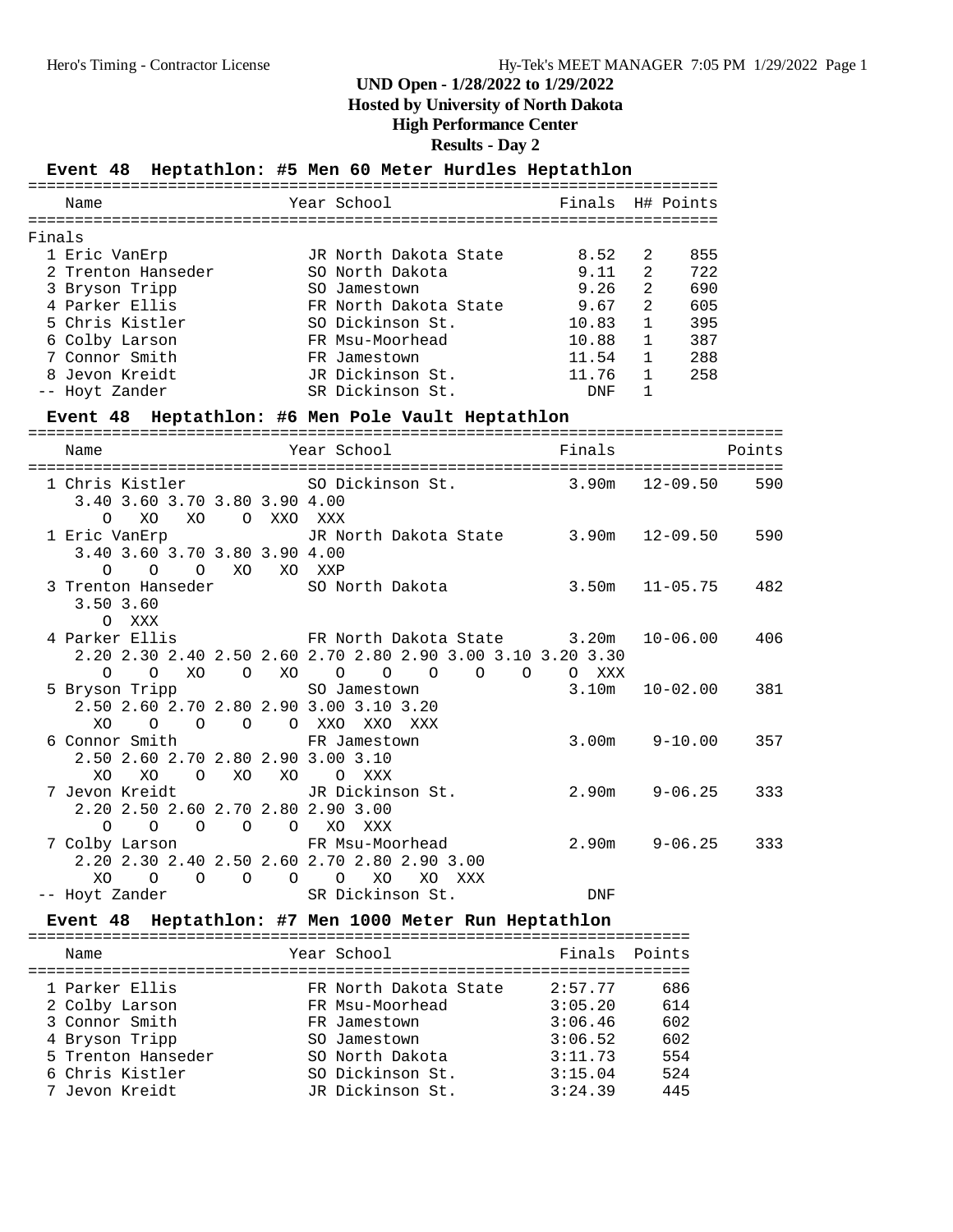# UND Open - 1/28/2022 to 1/29/2022

## Hosted by University of North Dakota

## High Performance Center

## Results - Day 2

### Event 48 Heptathlon: #5 Men 60 Meter Hurdles Heptathlon

**Finals**

| Place | Name | Year | School | Finals | H# | Points |
|---|---|---|---|---|---|---|
| 1 | Eric VanErp | JR | North Dakota State | 8.52 | 2 | 855 |
| 2 | Trenton Hanseder | SO | North Dakota | 9.11 | 2 | 722 |
| 3 | Bryson Tripp | SO | Jamestown | 9.26 | 2 | 690 |
| 4 | Parker Ellis | FR | North Dakota State | 9.67 | 2 | 605 |
| 5 | Chris Kistler | SO | Dickinson St. | 10.83 | 1 | 395 |
| 6 | Colby Larson | FR | Msu-Moorhead | 10.88 | 1 | 387 |
| 7 | Connor Smith | FR | Jamestown | 11.54 | 1 | 288 |
| 8 | Jevon Kreidt | JR | Dickinson St. | 11.76 | 1 | 258 |
| -- | Hoyt Zander | SR | Dickinson St. | DNF | 1 | |

### Event 48 Heptathlon: #6 Men Pole Vault Heptathlon

```
  Name                    Year School                  Finals               Points
  1 Chris Kistler          SO Dickinson St.           3.90m   12-09.50    590
     3.40 3.60 3.70 3.80 3.90 4.00
        O   XO   XO    O  XXO  XXX
  1 Eric VanErp            JR North Dakota State      3.90m   12-09.50    590
     3.40 3.60 3.70 3.80 3.90 4.00
        O    O    O   XO   XO  XXP
  3 Trenton Hanseder       SO North Dakota            3.50m   11-05.75    482
     3.50 3.60
        O  XXX
  4 Parker Ellis           FR North Dakota State      3.20m   10-06.00    406
     2.20 2.30 2.40 2.50 2.60 2.70 2.80 2.90 3.00 3.10 3.20 3.30
        O    O   XO    O   XO    O    O    O    O    O    O  XXX
  5 Bryson Tripp           SO Jamestown               3.10m   10-02.00    381
     2.50 2.60 2.70 2.80 2.90 3.00 3.10 3.20
       XO    O    O    O    O  XXO  XXO  XXX
  6 Connor Smith           FR Jamestown               3.00m    9-10.00    357
     2.50 2.60 2.70 2.80 2.90 3.00 3.10
       XO   XO    O   XO   XO    O  XXX
  7 Jevon Kreidt           JR Dickinson St.           2.90m    9-06.25    333
     2.20 2.50 2.60 2.70 2.80 2.90 3.00
        O    O    O    O    O   XO  XXX
  7 Colby Larson           FR Msu-Moorhead            2.90m    9-06.25    333
     2.20 2.30 2.40 2.50 2.60 2.70 2.80 2.90 3.00
       XO    O    O    O    O    O   XO   XO  XXX
 -- Hoyt Zander            SR Dickinson St.             DNF
```

### Event 48 Heptathlon: #7 Men 1000 Meter Run Heptathlon

| Place | Name | Year | School | Finals | Points |
|---|---|---|---|---|---|
| 1 | Parker Ellis | FR | North Dakota State | 2:57.77 | 686 |
| 2 | Colby Larson | FR | Msu-Moorhead | 3:05.20 | 614 |
| 3 | Connor Smith | FR | Jamestown | 3:06.46 | 602 |
| 4 | Bryson Tripp | SO | Jamestown | 3:06.52 | 602 |
| 5 | Trenton Hanseder | SO | North Dakota | 3:11.73 | 554 |
| 6 | Chris Kistler | SO | Dickinson St. | 3:15.04 | 524 |
| 7 | Jevon Kreidt | JR | Dickinson St. | 3:24.39 | 445 |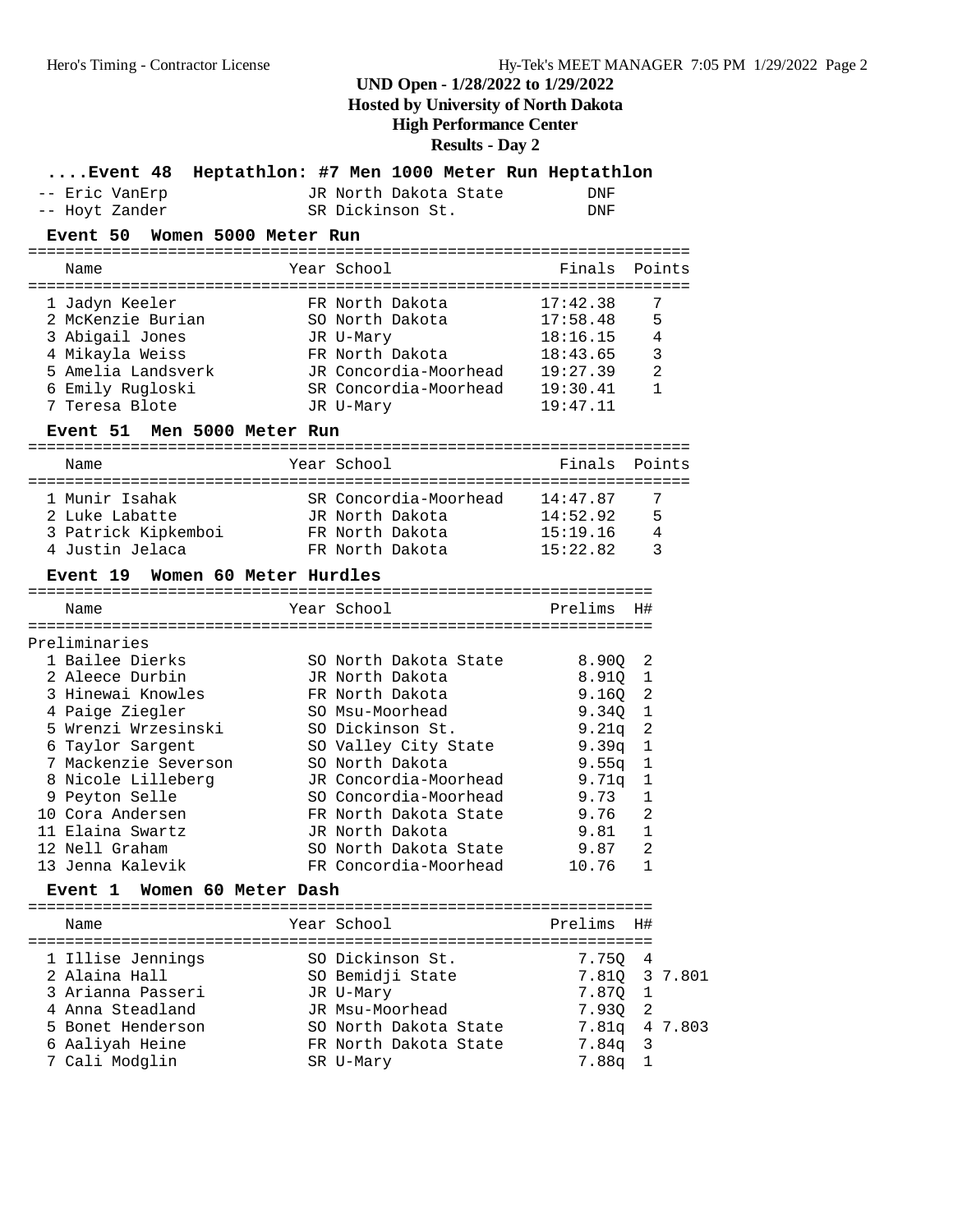# UND Open - 1/28/2022 to 1/29/2022
## Hosted by University of North Dakota
## High Performance Center
## Results - Day 2

### ....Event 48 Heptathlon: #7 Men 1000 Meter Run Heptathlon

| Place | Name | Year | School | Finals |
|---|---|---|---|---|
| -- | Eric VanErp | JR | North Dakota State | DNF |
| -- | Hoyt Zander | SR | Dickinson St. | DNF |

### Event 50 Women 5000 Meter Run

| Place | Name | Year | School | Finals | Points |
|---|---|---|---|---|---|
| 1 | Jadyn Keeler | FR | North Dakota | 17:42.38 | 7 |
| 2 | McKenzie Burian | SO | North Dakota | 17:58.48 | 5 |
| 3 | Abigail Jones | JR | U-Mary | 18:16.15 | 4 |
| 4 | Mikayla Weiss | FR | North Dakota | 18:43.65 | 3 |
| 5 | Amelia Landsverk | JR | Concordia-Moorhead | 19:27.39 | 2 |
| 6 | Emily Rugloski | SR | Concordia-Moorhead | 19:30.41 | 1 |
| 7 | Teresa Blote | JR | U-Mary | 19:47.11 | |

### Event 51 Men 5000 Meter Run

| Place | Name | Year | School | Finals | Points |
|---|---|---|---|---|---|
| 1 | Munir Isahak | SR | Concordia-Moorhead | 14:47.87 | 7 |
| 2 | Luke Labatte | JR | North Dakota | 14:52.92 | 5 |
| 3 | Patrick Kipkemboi | FR | North Dakota | 15:19.16 | 4 |
| 4 | Justin Jelaca | FR | North Dakota | 15:22.82 | 3 |

### Event 19 Women 60 Meter Hurdles

Preliminaries

| Place | Name | Year | School | Prelims | H# |
|---|---|---|---|---|---|
| 1 | Bailee Dierks | SO | North Dakota State | 8.90Q | 2 |
| 2 | Aleece Durbin | JR | North Dakota | 8.91Q | 1 |
| 3 | Hinewai Knowles | FR | North Dakota | 9.16Q | 2 |
| 4 | Paige Ziegler | SO | Msu-Moorhead | 9.34Q | 1 |
| 5 | Wrenzi Wrzesinski | SO | Dickinson St. | 9.21q | 2 |
| 6 | Taylor Sargent | SO | Valley City State | 9.39q | 1 |
| 7 | Mackenzie Severson | SO | North Dakota | 9.55q | 1 |
| 8 | Nicole Lilleberg | JR | Concordia-Moorhead | 9.71q | 1 |
| 9 | Peyton Selle | SO | Concordia-Moorhead | 9.73 | 1 |
| 10 | Cora Andersen | FR | North Dakota State | 9.76 | 2 |
| 11 | Elaina Swartz | JR | North Dakota | 9.81 | 1 |
| 12 | Nell Graham | SO | North Dakota State | 9.87 | 2 |
| 13 | Jenna Kalevik | FR | Concordia-Moorhead | 10.76 | 1 |

### Event 1 Women 60 Meter Dash

| Place | Name | Year | School | Prelims | H# | |
|---|---|---|---|---|---|---|
| 1 | Illise Jennings | SO | Dickinson St. | 7.75Q | 4 | |
| 2 | Alaina Hall | SO | Bemidji State | 7.81Q | 3 | 7.801 |
| 3 | Arianna Passeri | JR | U-Mary | 7.87Q | 1 | |
| 4 | Anna Steadland | JR | Msu-Moorhead | 7.93Q | 2 | |
| 5 | Bonet Henderson | SO | North Dakota State | 7.81q | 4 | 7.803 |
| 6 | Aaliyah Heine | FR | North Dakota State | 7.84q | 3 | |
| 7 | Cali Modglin | SR | U-Mary | 7.88q | 1 | |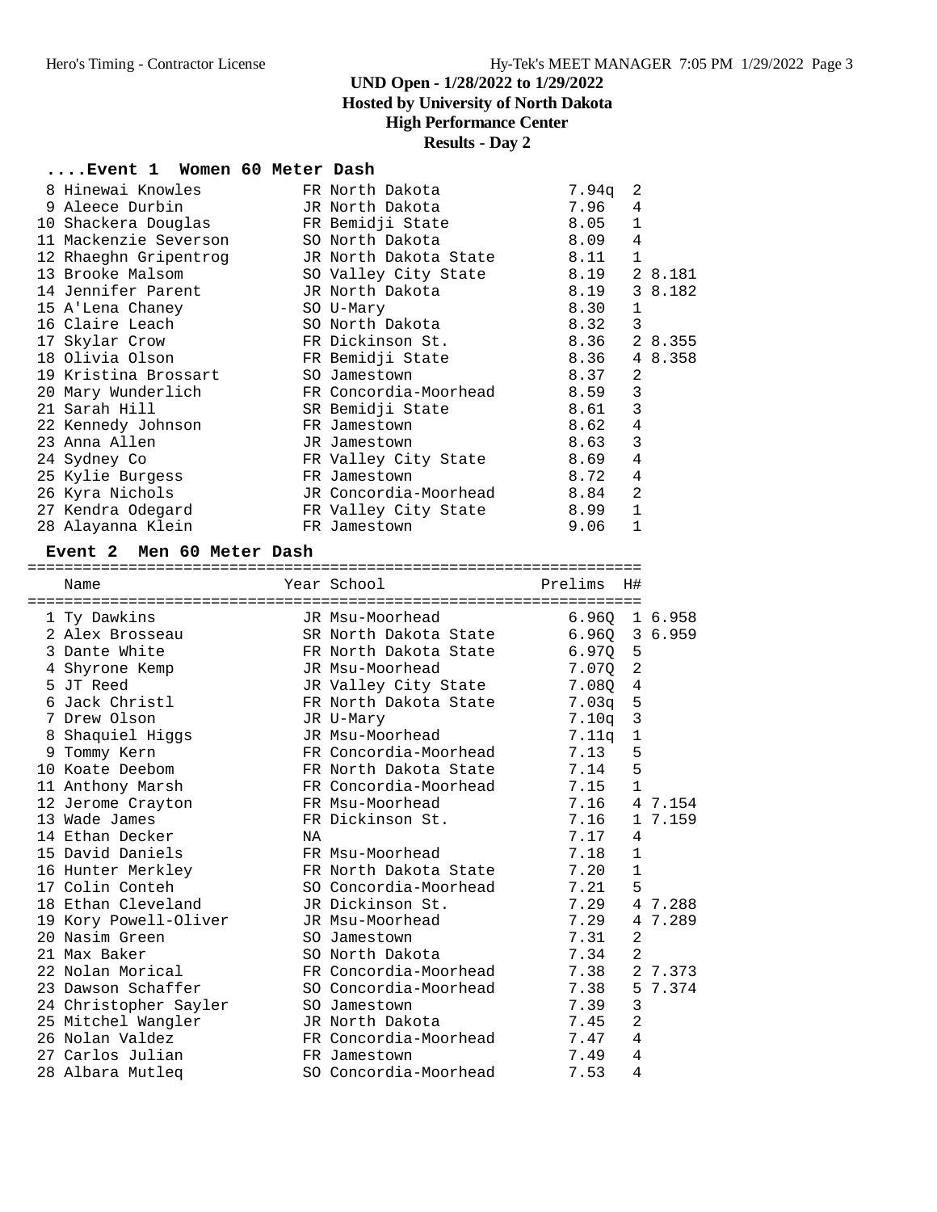# UND Open - 1/28/2022 to 1/29/2022
## Hosted by University of North Dakota
## High Performance Center
## Results - Day 2

### ....Event 1 Women 60 Meter Dash

| Place | Name | Year | School | Prelims | H# | |
|---|---|---|---|---|---|---|
| 8 | Hinewai Knowles | FR | North Dakota | 7.94q | 2 | |
| 9 | Aleece Durbin | JR | North Dakota | 7.96 | 4 | |
| 10 | Shackera Douglas | FR | Bemidji State | 8.05 | 1 | |
| 11 | Mackenzie Severson | SO | North Dakota | 8.09 | 4 | |
| 12 | Rhaeghn Gripentrog | JR | North Dakota State | 8.11 | 1 | |
| 13 | Brooke Malsom | SO | Valley City State | 8.19 | 2 | 8.181 |
| 14 | Jennifer Parent | JR | North Dakota | 8.19 | 3 | 8.182 |
| 15 | A'Lena Chaney | SO | U-Mary | 8.30 | 1 | |
| 16 | Claire Leach | SO | North Dakota | 8.32 | 3 | |
| 17 | Skylar Crow | FR | Dickinson St. | 8.36 | 2 | 8.355 |
| 18 | Olivia Olson | FR | Bemidji State | 8.36 | 4 | 8.358 |
| 19 | Kristina Brossart | SO | Jamestown | 8.37 | 2 | |
| 20 | Mary Wunderlich | FR | Concordia-Moorhead | 8.59 | 3 | |
| 21 | Sarah Hill | SR | Bemidji State | 8.61 | 3 | |
| 22 | Kennedy Johnson | FR | Jamestown | 8.62 | 4 | |
| 23 | Anna Allen | JR | Jamestown | 8.63 | 3 | |
| 24 | Sydney Co | FR | Valley City State | 8.69 | 4 | |
| 25 | Kylie Burgess | FR | Jamestown | 8.72 | 4 | |
| 26 | Kyra Nichols | JR | Concordia-Moorhead | 8.84 | 2 | |
| 27 | Kendra Odegard | FR | Valley City State | 8.99 | 1 | |
| 28 | Alayanna Klein | FR | Jamestown | 9.06 | 1 | |

### Event 2 Men 60 Meter Dash

| Place | Name | Year | School | Prelims | H# | |
|---|---|---|---|---|---|---|
| 1 | Ty Dawkins | JR | Msu-Moorhead | 6.96Q | 1 | 6.958 |
| 2 | Alex Brosseau | SR | North Dakota State | 6.96Q | 3 | 6.959 |
| 3 | Dante White | FR | North Dakota State | 6.97Q | 5 | |
| 4 | Shyrone Kemp | JR | Msu-Moorhead | 7.07Q | 2 | |
| 5 | JT Reed | JR | Valley City State | 7.08Q | 4 | |
| 6 | Jack Christl | FR | North Dakota State | 7.03q | 5 | |
| 7 | Drew Olson | JR | U-Mary | 7.10q | 3 | |
| 8 | Shaquiel Higgs | JR | Msu-Moorhead | 7.11q | 1 | |
| 9 | Tommy Kern | FR | Concordia-Moorhead | 7.13 | 5 | |
| 10 | Koate Deebom | FR | North Dakota State | 7.14 | 5 | |
| 11 | Anthony Marsh | FR | Concordia-Moorhead | 7.15 | 1 | |
| 12 | Jerome Crayton | FR | Msu-Moorhead | 7.16 | 4 | 7.154 |
| 13 | Wade James | FR | Dickinson St. | 7.16 | 1 | 7.159 |
| 14 | Ethan Decker | NA | | 7.17 | 4 | |
| 15 | David Daniels | FR | Msu-Moorhead | 7.18 | 1 | |
| 16 | Hunter Merkley | FR | North Dakota State | 7.20 | 1 | |
| 17 | Colin Conteh | SO | Concordia-Moorhead | 7.21 | 5 | |
| 18 | Ethan Cleveland | JR | Dickinson St. | 7.29 | 4 | 7.288 |
| 19 | Kory Powell-Oliver | JR | Msu-Moorhead | 7.29 | 4 | 7.289 |
| 20 | Nasim Green | SO | Jamestown | 7.31 | 2 | |
| 21 | Max Baker | SO | North Dakota | 7.34 | 2 | |
| 22 | Nolan Morical | FR | Concordia-Moorhead | 7.38 | 2 | 7.373 |
| 23 | Dawson Schaffer | SO | Concordia-Moorhead | 7.38 | 5 | 7.374 |
| 24 | Christopher Sayler | SO | Jamestown | 7.39 | 3 | |
| 25 | Mitchel Wangler | JR | North Dakota | 7.45 | 2 | |
| 26 | Nolan Valdez | FR | Concordia-Moorhead | 7.47 | 4 | |
| 27 | Carlos Julian | FR | Jamestown | 7.49 | 4 | |
| 28 | Albara Mutleq | SO | Concordia-Moorhead | 7.53 | 4 | |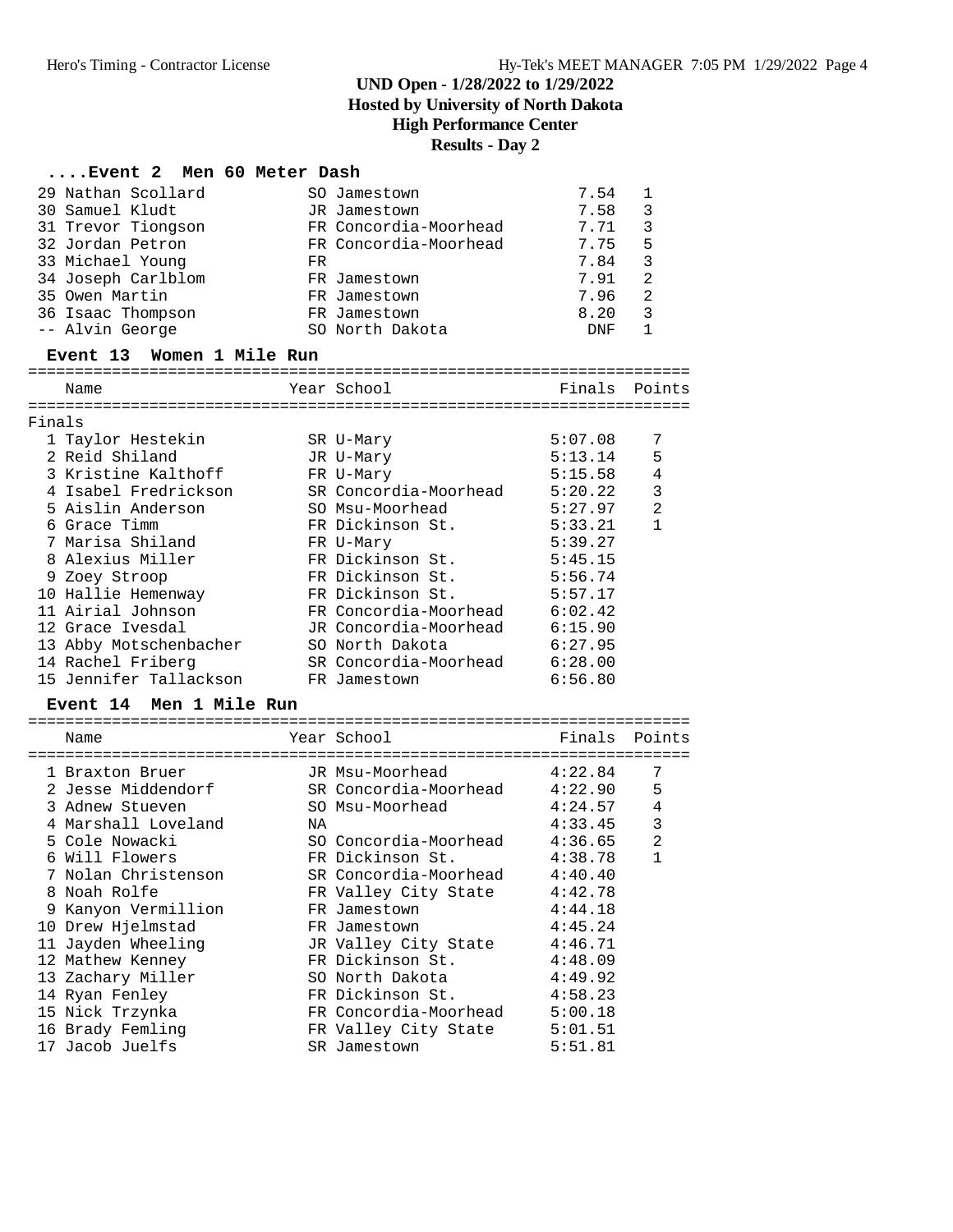# UND Open - 1/28/2022 to 1/29/2022
## Hosted by University of North Dakota
## High Performance Center
## Results - Day 2

### ....Event 2 Men 60 Meter Dash

| Place | Name | Year | School | Finals | Heat |
|---|---|---|---|---|---|
| 29 | Nathan Scollard | SO | Jamestown | 7.54 | 1 |
| 30 | Samuel Kludt | JR | Jamestown | 7.58 | 3 |
| 31 | Trevor Tiongson | FR | Concordia-Moorhead | 7.71 | 3 |
| 32 | Jordan Petron | FR | Concordia-Moorhead | 7.75 | 5 |
| 33 | Michael Young | FR | | 7.84 | 3 |
| 34 | Joseph Carlblom | FR | Jamestown | 7.91 | 2 |
| 35 | Owen Martin | FR | Jamestown | 7.96 | 2 |
| 36 | Isaac Thompson | FR | Jamestown | 8.20 | 3 |
| -- | Alvin George | SO | North Dakota | DNF | 1 |

### Event 13 Women 1 Mile Run

Finals

| Place | Name | Year | School | Finals | Points |
|---|---|---|---|---|---|
| 1 | Taylor Hestekin | SR | U-Mary | 5:07.08 | 7 |
| 2 | Reid Shiland | JR | U-Mary | 5:13.14 | 5 |
| 3 | Kristine Kalthoff | FR | U-Mary | 5:15.58 | 4 |
| 4 | Isabel Fredrickson | SR | Concordia-Moorhead | 5:20.22 | 3 |
| 5 | Aislin Anderson | SO | Msu-Moorhead | 5:27.97 | 2 |
| 6 | Grace Timm | FR | Dickinson St. | 5:33.21 | 1 |
| 7 | Marisa Shiland | FR | U-Mary | 5:39.27 | |
| 8 | Alexius Miller | FR | Dickinson St. | 5:45.15 | |
| 9 | Zoey Stroop | FR | Dickinson St. | 5:56.74 | |
| 10 | Hallie Hemenway | FR | Dickinson St. | 5:57.17 | |
| 11 | Airial Johnson | FR | Concordia-Moorhead | 6:02.42 | |
| 12 | Grace Ivesdal | JR | Concordia-Moorhead | 6:15.90 | |
| 13 | Abby Motschenbacher | SO | North Dakota | 6:27.95 | |
| 14 | Rachel Friberg | SR | Concordia-Moorhead | 6:28.00 | |
| 15 | Jennifer Tallackson | FR | Jamestown | 6:56.80 | |

### Event 14 Men 1 Mile Run

| Place | Name | Year | School | Finals | Points |
|---|---|---|---|---|---|
| 1 | Braxton Bruer | JR | Msu-Moorhead | 4:22.84 | 7 |
| 2 | Jesse Middendorf | SR | Concordia-Moorhead | 4:22.90 | 5 |
| 3 | Adnew Stueven | SO | Msu-Moorhead | 4:24.57 | 4 |
| 4 | Marshall Loveland | NA | | 4:33.45 | 3 |
| 5 | Cole Nowacki | SO | Concordia-Moorhead | 4:36.65 | 2 |
| 6 | Will Flowers | FR | Dickinson St. | 4:38.78 | 1 |
| 7 | Nolan Christenson | SR | Concordia-Moorhead | 4:40.40 | |
| 8 | Noah Rolfe | FR | Valley City State | 4:42.78 | |
| 9 | Kanyon Vermillion | FR | Jamestown | 4:44.18 | |
| 10 | Drew Hjelmstad | FR | Jamestown | 4:45.24 | |
| 11 | Jayden Wheeling | JR | Valley City State | 4:46.71 | |
| 12 | Mathew Kenney | FR | Dickinson St. | 4:48.09 | |
| 13 | Zachary Miller | SO | North Dakota | 4:49.92 | |
| 14 | Ryan Fenley | FR | Dickinson St. | 4:58.23 | |
| 15 | Nick Trzynka | FR | Concordia-Moorhead | 5:00.18 | |
| 16 | Brady Femling | FR | Valley City State | 5:01.51 | |
| 17 | Jacob Juelfs | SR | Jamestown | 5:51.81 | |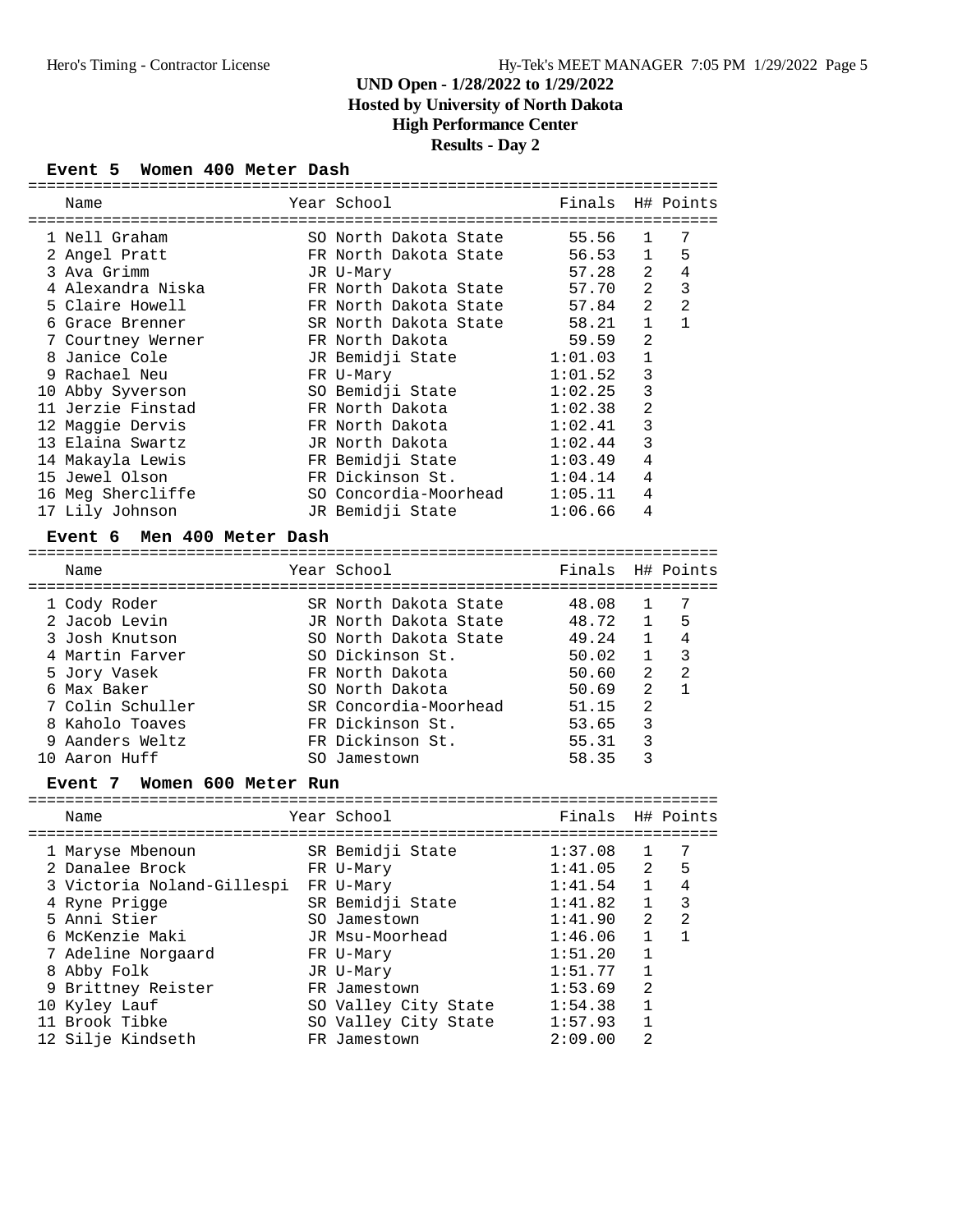# UND Open - 1/28/2022 to 1/29/2022
## Hosted by University of North Dakota
## High Performance Center
## Results - Day 2

### Event 5 Women 400 Meter Dash

| | Name | Year | School | Finals | H# | Points |
|---|---|---|---|---|---|---|
| 1 | Nell Graham | SO | North Dakota State | 55.56 | 1 | 7 |
| 2 | Angel Pratt | FR | North Dakota State | 56.53 | 1 | 5 |
| 3 | Ava Grimm | JR | U-Mary | 57.28 | 2 | 4 |
| 4 | Alexandra Niska | FR | North Dakota State | 57.70 | 2 | 3 |
| 5 | Claire Howell | FR | North Dakota State | 57.84 | 2 | 2 |
| 6 | Grace Brenner | SR | North Dakota State | 58.21 | 1 | 1 |
| 7 | Courtney Werner | FR | North Dakota | 59.59 | 2 | |
| 8 | Janice Cole | JR | Bemidji State | 1:01.03 | 1 | |
| 9 | Rachael Neu | FR | U-Mary | 1:01.52 | 3 | |
| 10 | Abby Syverson | SO | Bemidji State | 1:02.25 | 3 | |
| 11 | Jerzie Finstad | FR | North Dakota | 1:02.38 | 2 | |
| 12 | Maggie Dervis | FR | North Dakota | 1:02.41 | 3 | |
| 13 | Elaina Swartz | JR | North Dakota | 1:02.44 | 3 | |
| 14 | Makayla Lewis | FR | Bemidji State | 1:03.49 | 4 | |
| 15 | Jewel Olson | FR | Dickinson St. | 1:04.14 | 4 | |
| 16 | Meg Shercliffe | SO | Concordia-Moorhead | 1:05.11 | 4 | |
| 17 | Lily Johnson | JR | Bemidji State | 1:06.66 | 4 | |

### Event 6 Men 400 Meter Dash

| | Name | Year | School | Finals | H# | Points |
|---|---|---|---|---|---|---|
| 1 | Cody Roder | SR | North Dakota State | 48.08 | 1 | 7 |
| 2 | Jacob Levin | JR | North Dakota State | 48.72 | 1 | 5 |
| 3 | Josh Knutson | SO | North Dakota State | 49.24 | 1 | 4 |
| 4 | Martin Farver | SO | Dickinson St. | 50.02 | 1 | 3 |
| 5 | Jory Vasek | FR | North Dakota | 50.60 | 2 | 2 |
| 6 | Max Baker | SO | North Dakota | 50.69 | 2 | 1 |
| 7 | Colin Schuller | SR | Concordia-Moorhead | 51.15 | 2 | |
| 8 | Kaholo Toaves | FR | Dickinson St. | 53.65 | 3 | |
| 9 | Aanders Weltz | FR | Dickinson St. | 55.31 | 3 | |
| 10 | Aaron Huff | SO | Jamestown | 58.35 | 3 | |

### Event 7 Women 600 Meter Run

| | Name | Year | School | Finals | H# | Points |
|---|---|---|---|---|---|---|
| 1 | Maryse Mbenoun | SR | Bemidji State | 1:37.08 | 1 | 7 |
| 2 | Danalee Brock | FR | U-Mary | 1:41.05 | 2 | 5 |
| 3 | Victoria Noland-Gillespi | FR | U-Mary | 1:41.54 | 1 | 4 |
| 4 | Ryne Prigge | SR | Bemidji State | 1:41.82 | 1 | 3 |
| 5 | Anni Stier | SO | Jamestown | 1:41.90 | 2 | 2 |
| 6 | McKenzie Maki | JR | Msu-Moorhead | 1:46.06 | 1 | 1 |
| 7 | Adeline Norgaard | FR | U-Mary | 1:51.20 | 1 | |
| 8 | Abby Folk | JR | U-Mary | 1:51.77 | 1 | |
| 9 | Brittney Reister | FR | Jamestown | 1:53.69 | 2 | |
| 10 | Kyley Lauf | SO | Valley City State | 1:54.38 | 1 | |
| 11 | Brook Tibke | SO | Valley City State | 1:57.93 | 1 | |
| 12 | Silje Kindseth | FR | Jamestown | 2:09.00 | 2 | |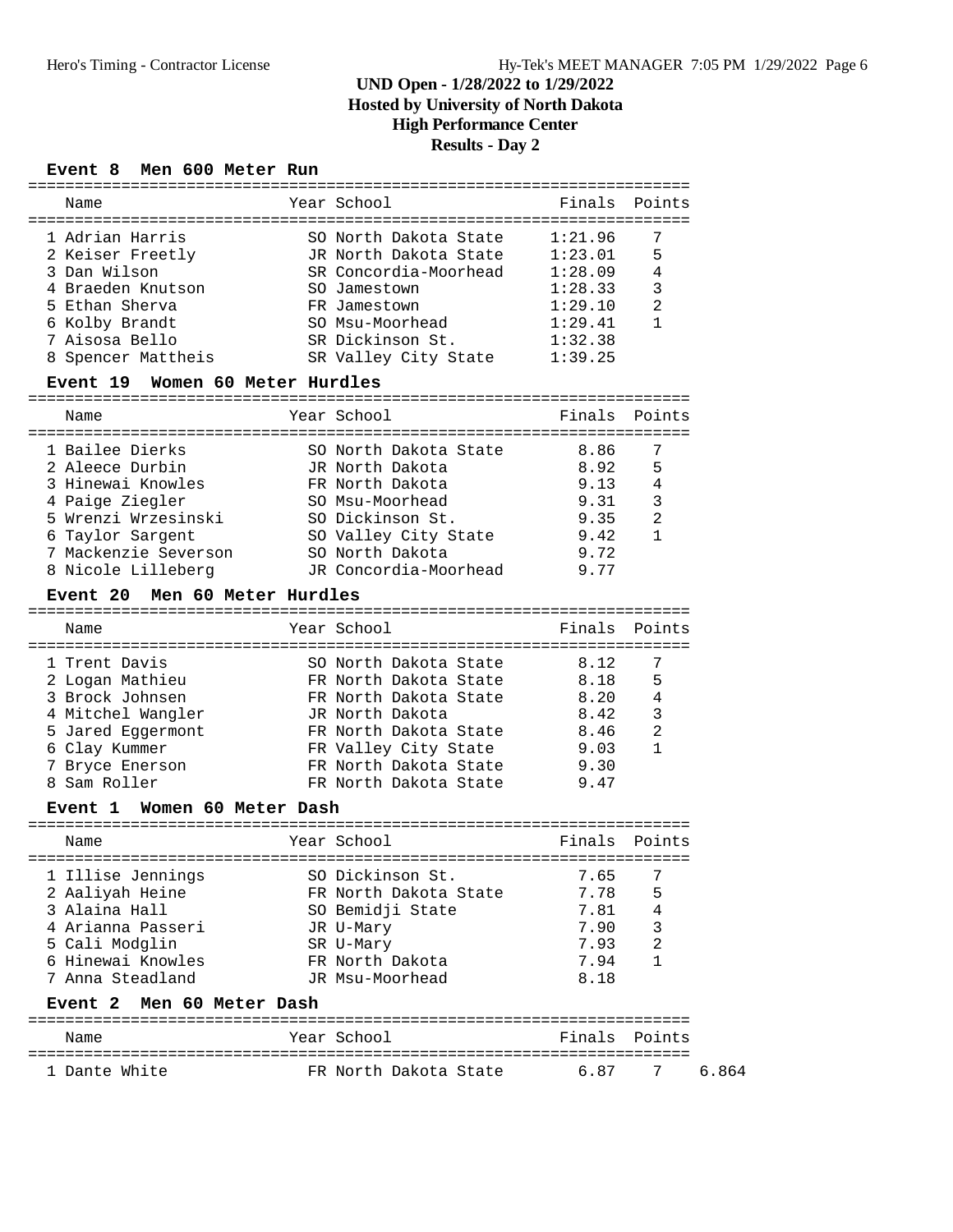## UND Open - 1/28/2022 to 1/29/2022
### Hosted by University of North Dakota
### High Performance Center
### Results - Day 2

#### Event 8 Men 600 Meter Run

| Name | Year | School | Finals | Points |
|---|---|---|---|---|
| 1 Adrian Harris | SO | North Dakota State | 1:21.96 | 7 |
| 2 Keiser Freetly | JR | North Dakota State | 1:23.01 | 5 |
| 3 Dan Wilson | SR | Concordia-Moorhead | 1:28.09 | 4 |
| 4 Braeden Knutson | SO | Jamestown | 1:28.33 | 3 |
| 5 Ethan Sherva | FR | Jamestown | 1:29.10 | 2 |
| 6 Kolby Brandt | SO | Msu-Moorhead | 1:29.41 | 1 |
| 7 Aisosa Bello | SR | Dickinson St. | 1:32.38 | |
| 8 Spencer Mattheis | SR | Valley City State | 1:39.25 | |

#### Event 19 Women 60 Meter Hurdles

| Name | Year | School | Finals | Points |
|---|---|---|---|---|
| 1 Bailee Dierks | SO | North Dakota State | 8.86 | 7 |
| 2 Aleece Durbin | JR | North Dakota | 8.92 | 5 |
| 3 Hinewai Knowles | FR | North Dakota | 9.13 | 4 |
| 4 Paige Ziegler | SO | Msu-Moorhead | 9.31 | 3 |
| 5 Wrenzi Wrzesinski | SO | Dickinson St. | 9.35 | 2 |
| 6 Taylor Sargent | SO | Valley City State | 9.42 | 1 |
| 7 Mackenzie Severson | SO | North Dakota | 9.72 | |
| 8 Nicole Lilleberg | JR | Concordia-Moorhead | 9.77 | |

#### Event 20 Men 60 Meter Hurdles

| Name | Year | School | Finals | Points |
|---|---|---|---|---|
| 1 Trent Davis | SO | North Dakota State | 8.12 | 7 |
| 2 Logan Mathieu | FR | North Dakota State | 8.18 | 5 |
| 3 Brock Johnsen | FR | North Dakota State | 8.20 | 4 |
| 4 Mitchel Wangler | JR | North Dakota | 8.42 | 3 |
| 5 Jared Eggermont | FR | North Dakota State | 8.46 | 2 |
| 6 Clay Kummer | FR | Valley City State | 9.03 | 1 |
| 7 Bryce Enerson | FR | North Dakota State | 9.30 | |
| 8 Sam Roller | FR | North Dakota State | 9.47 | |

#### Event 1 Women 60 Meter Dash

| Name | Year | School | Finals | Points |
|---|---|---|---|---|
| 1 Illise Jennings | SO | Dickinson St. | 7.65 | 7 |
| 2 Aaliyah Heine | FR | North Dakota State | 7.78 | 5 |
| 3 Alaina Hall | SO | Bemidji State | 7.81 | 4 |
| 4 Arianna Passeri | JR | U-Mary | 7.90 | 3 |
| 5 Cali Modglin | SR | U-Mary | 7.93 | 2 |
| 6 Hinewai Knowles | FR | North Dakota | 7.94 | 1 |
| 7 Anna Steadland | JR | Msu-Moorhead | 8.18 | |

#### Event 2 Men 60 Meter Dash

| Name | Year | School | Finals | Points | |
|---|---|---|---|---|---|
| 1 Dante White | FR | North Dakota State | 6.87 | 7 | 6.864 |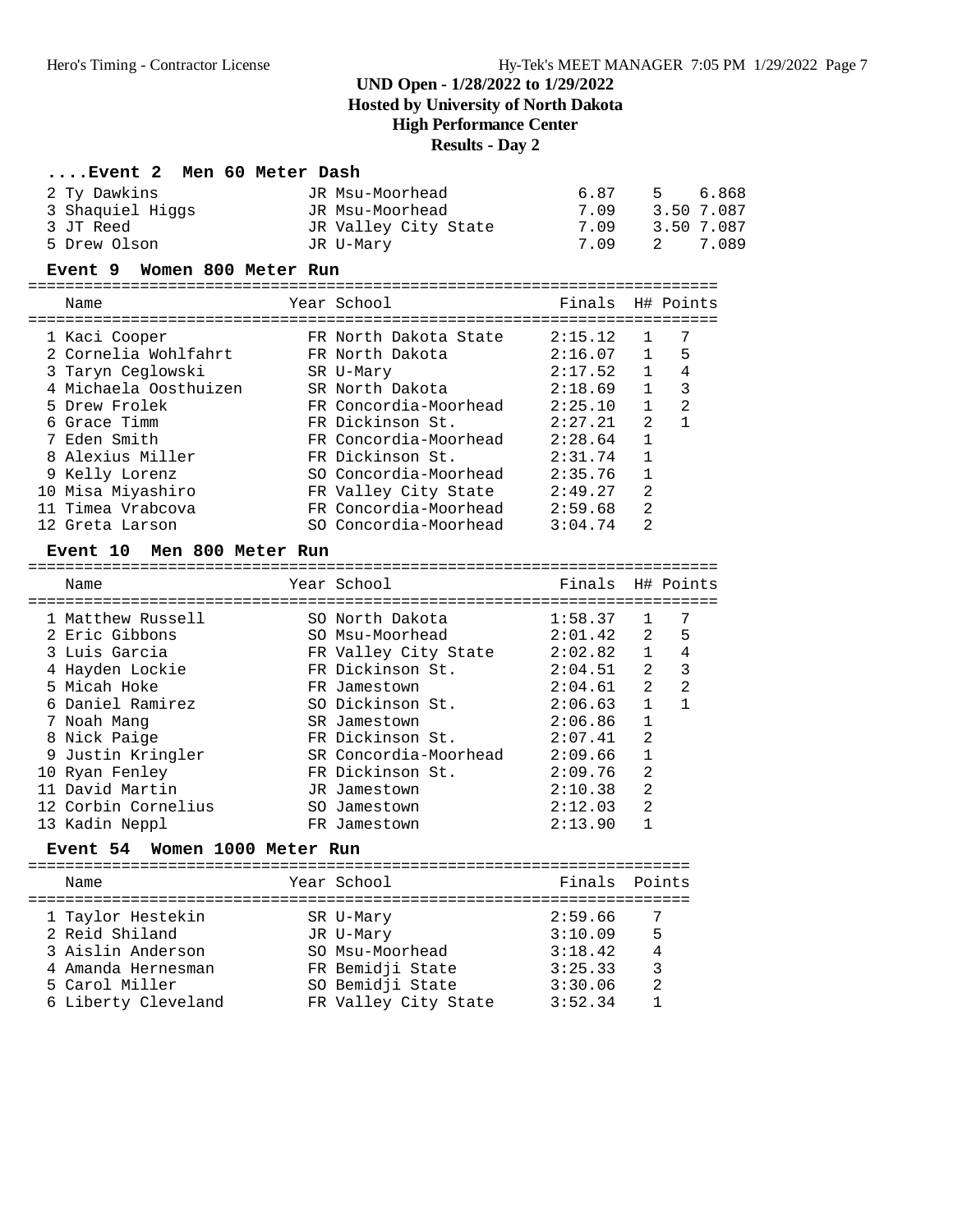# UND Open - 1/28/2022 to 1/29/2022
## Hosted by University of North Dakota
## High Performance Center
## Results - Day 2

### ....Event 2 Men 60 Meter Dash

| Place | Name | Year | School | Finals | Points | |
|---|---|---|---|---|---|---|
| 2 | Ty Dawkins | JR | Msu-Moorhead | 6.87 | 5 | 6.868 |
| 3 | Shaquiel Higgs | JR | Msu-Moorhead | 7.09 | 3.50 | 7.087 |
| 3 | JT Reed | JR | Valley City State | 7.09 | 3.50 | 7.087 |
| 5 | Drew Olson | JR | U-Mary | 7.09 | 2 | 7.089 |

### Event 9 Women 800 Meter Run

| Place | Name | Year | School | Finals | H# | Points |
|---|---|---|---|---|---|---|
| 1 | Kaci Cooper | FR | North Dakota State | 2:15.12 | 1 | 7 |
| 2 | Cornelia Wohlfahrt | FR | North Dakota | 2:16.07 | 1 | 5 |
| 3 | Taryn Ceglowski | SR | U-Mary | 2:17.52 | 1 | 4 |
| 4 | Michaela Oosthuizen | SR | North Dakota | 2:18.69 | 1 | 3 |
| 5 | Drew Frolek | FR | Concordia-Moorhead | 2:25.10 | 1 | 2 |
| 6 | Grace Timm | FR | Dickinson St. | 2:27.21 | 2 | 1 |
| 7 | Eden Smith | FR | Concordia-Moorhead | 2:28.64 | 1 | |
| 8 | Alexius Miller | FR | Dickinson St. | 2:31.74 | 1 | |
| 9 | Kelly Lorenz | SO | Concordia-Moorhead | 2:35.76 | 1 | |
| 10 | Misa Miyashiro | FR | Valley City State | 2:49.27 | 2 | |
| 11 | Timea Vrabcova | FR | Concordia-Moorhead | 2:59.68 | 2 | |
| 12 | Greta Larson | SO | Concordia-Moorhead | 3:04.74 | 2 | |

### Event 10 Men 800 Meter Run

| Place | Name | Year | School | Finals | H# | Points |
|---|---|---|---|---|---|---|
| 1 | Matthew Russell | SO | North Dakota | 1:58.37 | 1 | 7 |
| 2 | Eric Gibbons | SO | Msu-Moorhead | 2:01.42 | 2 | 5 |
| 3 | Luis Garcia | FR | Valley City State | 2:02.82 | 1 | 4 |
| 4 | Hayden Lockie | FR | Dickinson St. | 2:04.51 | 2 | 3 |
| 5 | Micah Hoke | FR | Jamestown | 2:04.61 | 2 | 2 |
| 6 | Daniel Ramirez | SO | Dickinson St. | 2:06.63 | 1 | 1 |
| 7 | Noah Mang | SR | Jamestown | 2:06.86 | 1 | |
| 8 | Nick Paige | FR | Dickinson St. | 2:07.41 | 2 | |
| 9 | Justin Kringler | SR | Concordia-Moorhead | 2:09.66 | 1 | |
| 10 | Ryan Fenley | FR | Dickinson St. | 2:09.76 | 2 | |
| 11 | David Martin | JR | Jamestown | 2:10.38 | 2 | |
| 12 | Corbin Cornelius | SO | Jamestown | 2:12.03 | 2 | |
| 13 | Kadin Neppl | FR | Jamestown | 2:13.90 | 1 | |

### Event 54 Women 1000 Meter Run

| Place | Name | Year | School | Finals | Points |
|---|---|---|---|---|---|
| 1 | Taylor Hestekin | SR | U-Mary | 2:59.66 | 7 |
| 2 | Reid Shiland | JR | U-Mary | 3:10.09 | 5 |
| 3 | Aislin Anderson | SO | Msu-Moorhead | 3:18.42 | 4 |
| 4 | Amanda Hernesman | FR | Bemidji State | 3:25.33 | 3 |
| 5 | Carol Miller | SO | Bemidji State | 3:30.06 | 2 |
| 6 | Liberty Cleveland | FR | Valley City State | 3:52.34 | 1 |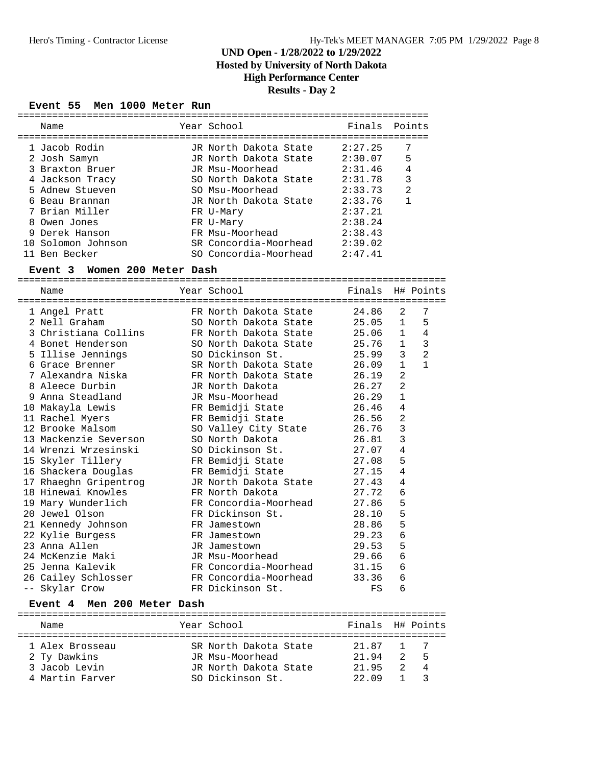# UND Open - 1/28/2022 to 1/29/2022

**Hosted by University of North Dakota**

**High Performance Center**

**Results - Day 2**

### Event 55 Men 1000 Meter Run

| Place | Name | Year | School | Finals | Points |
|---|---|---|---|---|---|
| 1 | Jacob Rodin | JR | North Dakota State | 2:27.25 | 7 |
| 2 | Josh Samyn | JR | North Dakota State | 2:30.07 | 5 |
| 3 | Braxton Bruer | JR | Msu-Moorhead | 2:31.46 | 4 |
| 4 | Jackson Tracy | SO | North Dakota State | 2:31.78 | 3 |
| 5 | Adnew Stueven | SO | Msu-Moorhead | 2:33.73 | 2 |
| 6 | Beau Brannan | JR | North Dakota State | 2:33.76 | 1 |
| 7 | Brian Miller | FR | U-Mary | 2:37.21 | |
| 8 | Owen Jones | FR | U-Mary | 2:38.24 | |
| 9 | Derek Hanson | FR | Msu-Moorhead | 2:38.43 | |
| 10 | Solomon Johnson | SR | Concordia-Moorhead | 2:39.02 | |
| 11 | Ben Becker | SO | Concordia-Moorhead | 2:47.41 | |

### Event 3 Women 200 Meter Dash

| Place | Name | Year | School | Finals | H# | Points |
|---|---|---|---|---|---|---|
| 1 | Angel Pratt | FR | North Dakota State | 24.86 | 2 | 7 |
| 2 | Nell Graham | SO | North Dakota State | 25.05 | 1 | 5 |
| 3 | Christiana Collins | FR | North Dakota State | 25.06 | 1 | 4 |
| 4 | Bonet Henderson | SO | North Dakota State | 25.76 | 1 | 3 |
| 5 | Illise Jennings | SO | Dickinson St. | 25.99 | 3 | 2 |
| 6 | Grace Brenner | SR | North Dakota State | 26.09 | 1 | 1 |
| 7 | Alexandra Niska | FR | North Dakota State | 26.19 | 2 | |
| 8 | Aleece Durbin | JR | North Dakota | 26.27 | 2 | |
| 9 | Anna Steadland | JR | Msu-Moorhead | 26.29 | 1 | |
| 10 | Makayla Lewis | FR | Bemidji State | 26.46 | 4 | |
| 11 | Rachel Myers | FR | Bemidji State | 26.56 | 2 | |
| 12 | Brooke Malsom | SO | Valley City State | 26.76 | 3 | |
| 13 | Mackenzie Severson | SO | North Dakota | 26.81 | 3 | |
| 14 | Wrenzi Wrzesinski | SO | Dickinson St. | 27.07 | 4 | |
| 15 | Skyler Tillery | FR | Bemidji State | 27.08 | 5 | |
| 16 | Shackera Douglas | FR | Bemidji State | 27.15 | 4 | |
| 17 | Rhaeghn Gripentrog | JR | North Dakota State | 27.43 | 4 | |
| 18 | Hinewai Knowles | FR | North Dakota | 27.72 | 6 | |
| 19 | Mary Wunderlich | FR | Concordia-Moorhead | 27.86 | 5 | |
| 20 | Jewel Olson | FR | Dickinson St. | 28.10 | 5 | |
| 21 | Kennedy Johnson | FR | Jamestown | 28.86 | 5 | |
| 22 | Kylie Burgess | FR | Jamestown | 29.23 | 6 | |
| 23 | Anna Allen | JR | Jamestown | 29.53 | 5 | |
| 24 | McKenzie Maki | JR | Msu-Moorhead | 29.66 | 6 | |
| 25 | Jenna Kalevik | FR | Concordia-Moorhead | 31.15 | 6 | |
| 26 | Cailey Schlosser | FR | Concordia-Moorhead | 33.36 | 6 | |
| -- | Skylar Crow | FR | Dickinson St. | FS | 6 | |

### Event 4 Men 200 Meter Dash

| Place | Name | Year | School | Finals | H# | Points |
|---|---|---|---|---|---|---|
| 1 | Alex Brosseau | SR | North Dakota State | 21.87 | 1 | 7 |
| 2 | Ty Dawkins | JR | Msu-Moorhead | 21.94 | 2 | 5 |
| 3 | Jacob Levin | JR | North Dakota State | 21.95 | 2 | 4 |
| 4 | Martin Farver | SO | Dickinson St. | 22.09 | 1 | 3 |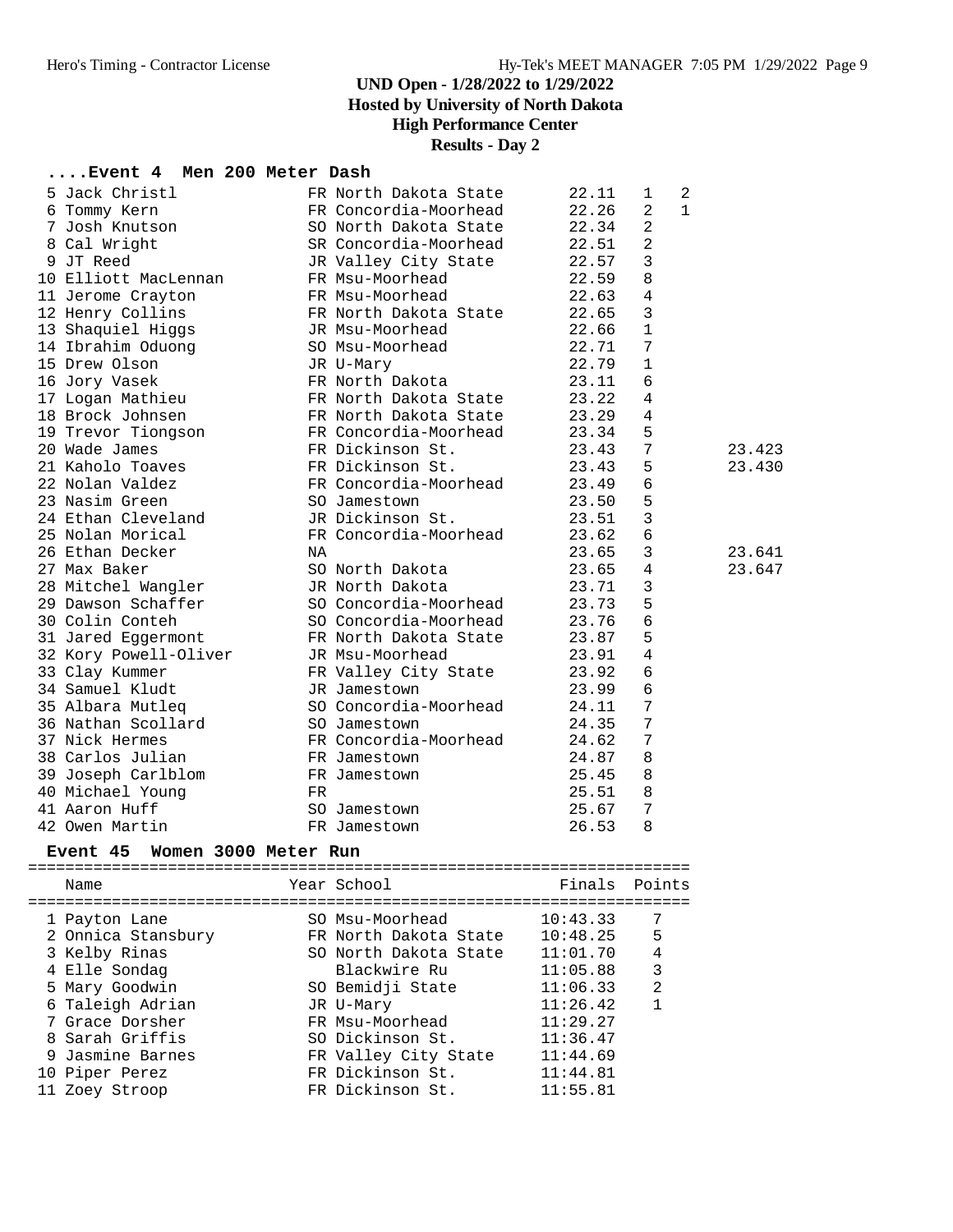# UND Open - 1/28/2022 to 1/29/2022
## Hosted by University of North Dakota
## High Performance Center
## Results - Day 2

### ....Event 4 Men 200 Meter Dash

| Place | Name | Year | School | Finals | H# | Points | |
|---|---|---|---|---|---|---|---|
| 5 | Jack Christl | FR | North Dakota State | 22.11 | 1 | 2 | |
| 6 | Tommy Kern | FR | Concordia-Moorhead | 22.26 | 2 | 1 | |
| 7 | Josh Knutson | SO | North Dakota State | 22.34 | 2 | | |
| 8 | Cal Wright | SR | Concordia-Moorhead | 22.51 | 2 | | |
| 9 | JT Reed | JR | Valley City State | 22.57 | 3 | | |
| 10 | Elliott MacLennan | FR | Msu-Moorhead | 22.59 | 8 | | |
| 11 | Jerome Crayton | FR | Msu-Moorhead | 22.63 | 4 | | |
| 12 | Henry Collins | FR | North Dakota State | 22.65 | 3 | | |
| 13 | Shaquiel Higgs | JR | Msu-Moorhead | 22.66 | 1 | | |
| 14 | Ibrahim Oduong | SO | Msu-Moorhead | 22.71 | 7 | | |
| 15 | Drew Olson | JR | U-Mary | 22.79 | 1 | | |
| 16 | Jory Vasek | FR | North Dakota | 23.11 | 6 | | |
| 17 | Logan Mathieu | FR | North Dakota State | 23.22 | 4 | | |
| 18 | Brock Johnsen | FR | North Dakota State | 23.29 | 4 | | |
| 19 | Trevor Tiongson | FR | Concordia-Moorhead | 23.34 | 5 | | |
| 20 | Wade James | FR | Dickinson St. | 23.43 | 7 | | 23.423 |
| 21 | Kaholo Toaves | FR | Dickinson St. | 23.43 | 5 | | 23.430 |
| 22 | Nolan Valdez | FR | Concordia-Moorhead | 23.49 | 6 | | |
| 23 | Nasim Green | SO | Jamestown | 23.50 | 5 | | |
| 24 | Ethan Cleveland | JR | Dickinson St. | 23.51 | 3 | | |
| 25 | Nolan Morical | FR | Concordia-Moorhead | 23.62 | 6 | | |
| 26 | Ethan Decker | NA | | 23.65 | 3 | | 23.641 |
| 27 | Max Baker | SO | North Dakota | 23.65 | 4 | | 23.647 |
| 28 | Mitchel Wangler | JR | North Dakota | 23.71 | 3 | | |
| 29 | Dawson Schaffer | SO | Concordia-Moorhead | 23.73 | 5 | | |
| 30 | Colin Conteh | SO | Concordia-Moorhead | 23.76 | 6 | | |
| 31 | Jared Eggermont | FR | North Dakota State | 23.87 | 5 | | |
| 32 | Kory Powell-Oliver | JR | Msu-Moorhead | 23.91 | 4 | | |
| 33 | Clay Kummer | FR | Valley City State | 23.92 | 6 | | |
| 34 | Samuel Kludt | JR | Jamestown | 23.99 | 6 | | |
| 35 | Albara Mutleq | SO | Concordia-Moorhead | 24.11 | 7 | | |
| 36 | Nathan Scollard | SO | Jamestown | 24.35 | 7 | | |
| 37 | Nick Hermes | FR | Concordia-Moorhead | 24.62 | 7 | | |
| 38 | Carlos Julian | FR | Jamestown | 24.87 | 8 | | |
| 39 | Joseph Carlblom | FR | Jamestown | 25.45 | 8 | | |
| 40 | Michael Young | FR | | 25.51 | 8 | | |
| 41 | Aaron Huff | SO | Jamestown | 25.67 | 7 | | |
| 42 | Owen Martin | FR | Jamestown | 26.53 | 8 | | |

### Event 45 Women 3000 Meter Run

| Place | Name | Year | School | Finals | Points |
|---|---|---|---|---|---|
| 1 | Payton Lane | SO | Msu-Moorhead | 10:43.33 | 7 |
| 2 | Onnica Stansbury | FR | North Dakota State | 10:48.25 | 5 |
| 3 | Kelby Rinas | SO | North Dakota State | 11:01.70 | 4 |
| 4 | Elle Sondag | | Blackwire Ru | 11:05.88 | 3 |
| 5 | Mary Goodwin | SO | Bemidji State | 11:06.33 | 2 |
| 6 | Taleigh Adrian | JR | U-Mary | 11:26.42 | 1 |
| 7 | Grace Dorsher | FR | Msu-Moorhead | 11:29.27 | |
| 8 | Sarah Griffis | SO | Dickinson St. | 11:36.47 | |
| 9 | Jasmine Barnes | FR | Valley City State | 11:44.69 | |
| 10 | Piper Perez | FR | Dickinson St. | 11:44.81 | |
| 11 | Zoey Stroop | FR | Dickinson St. | 11:55.81 | |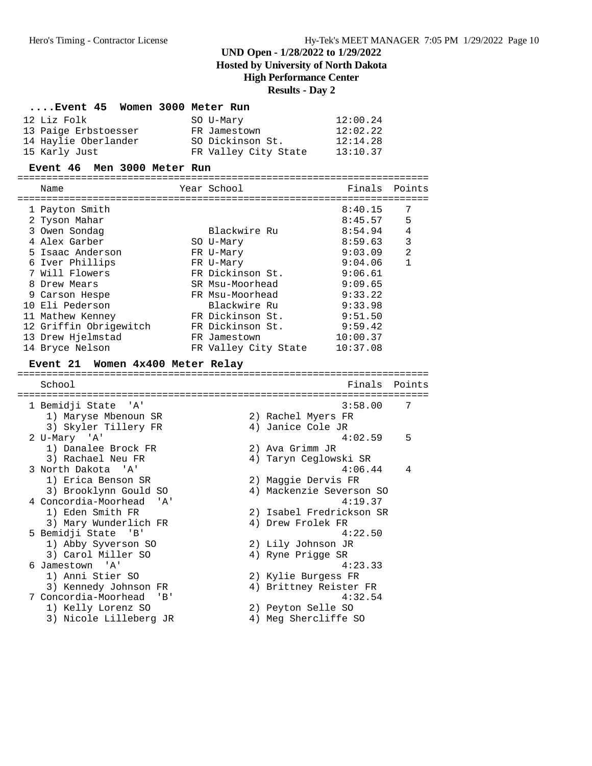# UND Open - 1/28/2022 to 1/29/2022

**Hosted by University of North Dakota**

**High Performance Center**

**Results - Day 2**

### ....Event 45 Women 3000 Meter Run

| Place | Name | Year | School | Finals |
|---|---|---|---|---|
| 12 | Liz Folk | SO | U-Mary | 12:00.24 |
| 13 | Paige Erbstoesser | FR | Jamestown | 12:02.22 |
| 14 | Haylie Oberlander | SO | Dickinson St. | 12:14.28 |
| 15 | Karly Just | FR | Valley City State | 13:10.37 |

### Event 46 Men 3000 Meter Run

| Place | Name | Year | School | Finals | Points |
|---|---|---|---|---|---|
| 1 | Payton Smith | | | 8:40.15 | 7 |
| 2 | Tyson Mahar | | | 8:45.57 | 5 |
| 3 | Owen Sondag | | Blackwire Ru | 8:54.94 | 4 |
| 4 | Alex Garber | SO | U-Mary | 8:59.63 | 3 |
| 5 | Isaac Anderson | FR | U-Mary | 9:03.09 | 2 |
| 6 | Iver Phillips | FR | U-Mary | 9:04.06 | 1 |
| 7 | Will Flowers | FR | Dickinson St. | 9:06.61 | |
| 8 | Drew Mears | SR | Msu-Moorhead | 9:09.65 | |
| 9 | Carson Hespe | FR | Msu-Moorhead | 9:33.22 | |
| 10 | Eli Pederson | | Blackwire Ru | 9:33.98 | |
| 11 | Mathew Kenney | FR | Dickinson St. | 9:51.50 | |
| 12 | Griffin Obrigewitch | FR | Dickinson St. | 9:59.42 | |
| 13 | Drew Hjelmstad | FR | Jamestown | 10:00.37 | |
| 14 | Bryce Nelson | FR | Valley City State | 10:37.08 | |

### Event 21 Women 4x400 Meter Relay

| Place | School | Finals | Points |
|---|---|---|---|
| 1 | Bemidji State 'A' | 3:58.00 | 7 |
| | 1) Maryse Mbenoun SR, 2) Rachel Myers FR, 3) Skyler Tillery FR, 4) Janice Cole JR | | |
| 2 | U-Mary 'A' | 4:02.59 | 5 |
| | 1) Danalee Brock FR, 2) Ava Grimm JR, 3) Rachael Neu FR, 4) Taryn Ceglowski SR | | |
| 3 | North Dakota 'A' | 4:06.44 | 4 |
| | 1) Erica Benson SR, 2) Maggie Dervis FR, 3) Brooklynn Gould SO, 4) Mackenzie Severson SO | | |
| 4 | Concordia-Moorhead 'A' | 4:19.37 | |
| | 1) Eden Smith FR, 2) Isabel Fredrickson SR, 3) Mary Wunderlich FR, 4) Drew Frolek FR | | |
| 5 | Bemidji State 'B' | 4:22.50 | |
| | 1) Abby Syverson SO, 2) Lily Johnson JR, 3) Carol Miller SO, 4) Ryne Prigge SR | | |
| 6 | Jamestown 'A' | 4:23.33 | |
| | 1) Anni Stier SO, 2) Kylie Burgess FR, 3) Kennedy Johnson FR, 4) Brittney Reister FR | | |
| 7 | Concordia-Moorhead 'B' | 4:32.54 | |
| | 1) Kelly Lorenz SO, 2) Peyton Selle SO, 3) Nicole Lilleberg JR, 4) Meg Shercliffe SO | | |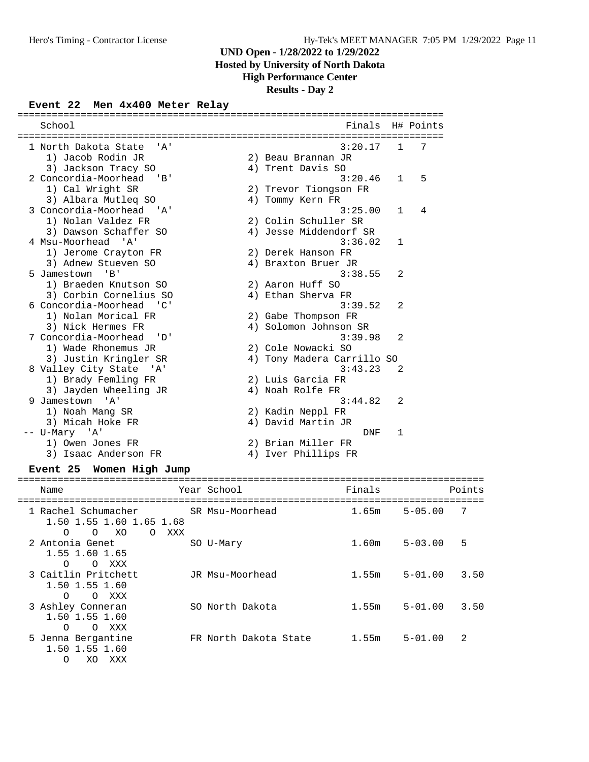# UND Open - 1/28/2022 to 1/29/2022
## Hosted by University of North Dakota
## High Performance Center
## Results - Day 2

### Event 22 Men 4x400 Meter Relay

| Place | School | Finals | H# | Points |
|---|---|---|---|---|
| 1 | North Dakota State 'A' | 3:20.17 | 1 | 7 |
| | 1) Jacob Rodin JR; 2) Beau Brannan JR; 3) Jackson Tracy SO; 4) Trent Davis SO | | | |
| 2 | Concordia-Moorhead 'B' | 3:20.46 | 1 | 5 |
| | 1) Cal Wright SR; 2) Trevor Tiongson FR; 3) Albara Mutleq SO; 4) Tommy Kern FR | | | |
| 3 | Concordia-Moorhead 'A' | 3:25.00 | 1 | 4 |
| | 1) Nolan Valdez FR; 2) Colin Schuller SR; 3) Dawson Schaffer SO; 4) Jesse Middendorf SR | | | |
| 4 | Msu-Moorhead 'A' | 3:36.02 | 1 | |
| | 1) Jerome Crayton FR; 2) Derek Hanson FR; 3) Adnew Stueven SO; 4) Braxton Bruer JR | | | |
| 5 | Jamestown 'B' | 3:38.55 | 2 | |
| | 1) Braeden Knutson SO; 2) Aaron Huff SO; 3) Corbin Cornelius SO; 4) Ethan Sherva FR | | | |
| 6 | Concordia-Moorhead 'C' | 3:39.52 | 2 | |
| | 1) Nolan Morical FR; 2) Gabe Thompson FR; 3) Nick Hermes FR; 4) Solomon Johnson SR | | | |
| 7 | Concordia-Moorhead 'D' | 3:39.98 | 2 | |
| | 1) Wade Rhonemus JR; 2) Cole Nowacki SO; 3) Justin Kringler SR; 4) Tony Madera Carrillo SO | | | |
| 8 | Valley City State 'A' | 3:43.23 | 2 | |
| | 1) Brady Femling FR; 2) Luis Garcia FR; 3) Jayden Wheeling JR; 4) Noah Rolfe FR | | | |
| 9 | Jamestown 'A' | 3:44.82 | 2 | |
| | 1) Noah Mang SR; 2) Kadin Neppl FR; 3) Micah Hoke FR; 4) David Martin JR | | | |
| -- | U-Mary 'A' | DNF | 1 | |
| | 1) Owen Jones FR; 2) Brian Miller FR; 3) Isaac Anderson FR; 4) Iver Phillips FR | | | |

### Event 25 Women High Jump

| Place | Name | Year | School | Finals | | Points |
|---|---|---|---|---|---|---|
| 1 | Rachel Schumacher | SR | Msu-Moorhead | 1.65m | 5-05.00 | 7 |
| | 1.50 O; 1.55 O; 1.60 XO; 1.65 O; 1.68 XXX | | | | | |
| 2 | Antonia Genet | SO | U-Mary | 1.60m | 5-03.00 | 5 |
| | 1.55 O; 1.60 O; 1.65 XXX | | | | | |
| 3 | Caitlin Pritchett | JR | Msu-Moorhead | 1.55m | 5-01.00 | 3.50 |
| | 1.50 O; 1.55 O; 1.60 XXX | | | | | |
| 3 | Ashley Conneran | SO | North Dakota | 1.55m | 5-01.00 | 3.50 |
| | 1.50 O; 1.55 O; 1.60 XXX | | | | | |
| 5 | Jenna Bergantine | FR | North Dakota State | 1.55m | 5-01.00 | 2 |
| | 1.50 O; 1.55 XO; 1.60 XXX | | | | | |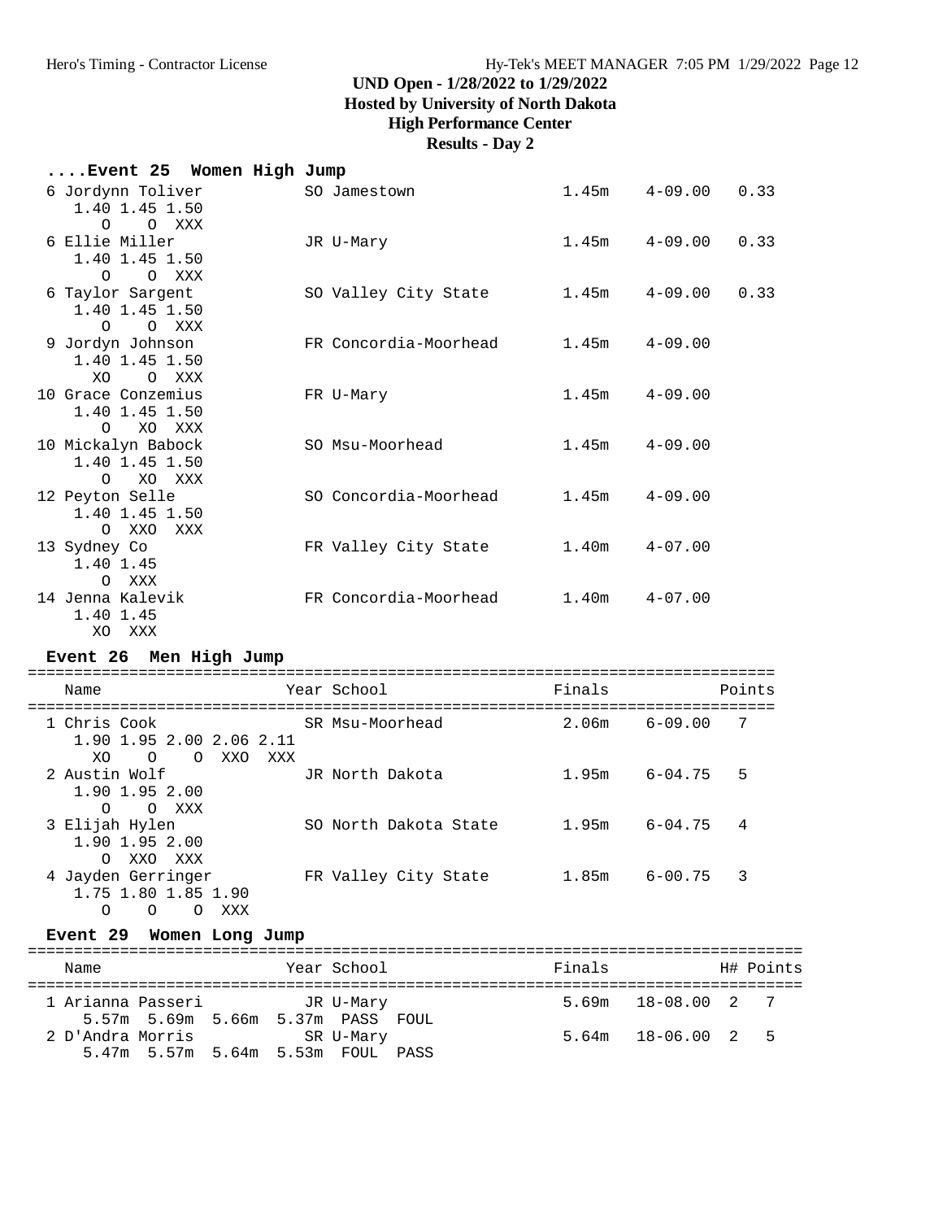# UND Open - 1/28/2022 to 1/29/2022
## Hosted by University of North Dakota
## High Performance Center
## Results - Day 2

### ....Event 25 Women High Jump

```
  6 Jordynn Toliver          SO Jamestown              1.45m    4-09.00   0.33
     1.40 1.45 1.50
       O    O  XXX
  6 Ellie Miller             JR U-Mary                 1.45m    4-09.00   0.33
     1.40 1.45 1.50
       O    O  XXX
  6 Taylor Sargent           SO Valley City State      1.45m    4-09.00   0.33
     1.40 1.45 1.50
       O    O  XXX
  9 Jordyn Johnson           FR Concordia-Moorhead     1.45m    4-09.00
     1.40 1.45 1.50
      XO    O  XXX
 10 Grace Conzemius          FR U-Mary                 1.45m    4-09.00
     1.40 1.45 1.50
       O   XO  XXX
 10 Mickalyn Babock          SO Msu-Moorhead           1.45m    4-09.00
     1.40 1.45 1.50
       O   XO  XXX
 12 Peyton Selle             SO Concordia-Moorhead     1.45m    4-09.00
     1.40 1.45 1.50
       O  XXO  XXX
 13 Sydney Co                FR Valley City State      1.40m    4-07.00
     1.40 1.45
       O  XXX
 14 Jenna Kalevik            FR Concordia-Moorhead     1.40m    4-07.00
     1.40 1.45
      XO  XXX
```

### Event 26 Men High Jump

```
================================================================================
    Name                    Year School                  Finals           Points
================================================================================
  1 Chris Cook               SR Msu-Moorhead           2.06m    6-09.00    7
     1.90 1.95 2.00 2.06 2.11
      XO    O    O  XXO  XXX
  2 Austin Wolf              JR North Dakota           1.95m    6-04.75    5
     1.90 1.95 2.00
       O    O  XXX
  3 Elijah Hylen             SO North Dakota State     1.95m    6-04.75    4
     1.90 1.95 2.00
       O  XXO  XXX
  4 Jayden Gerringer         FR Valley City State      1.85m    6-00.75    3
     1.75 1.80 1.85 1.90
       O    O    O  XXX
```

### Event 29 Women Long Jump

```
===================================================================================
    Name                    Year School                  Finals            H# Points
===================================================================================
  1 Arianna Passeri          JR U-Mary                    5.69m   18-08.00  2    7
      5.57m  5.69m  5.66m  5.37m  PASS  FOUL
  2 D'Andra Morris           SR U-Mary                    5.64m   18-06.00  2    5
      5.47m  5.57m  5.64m  5.53m  FOUL  PASS
```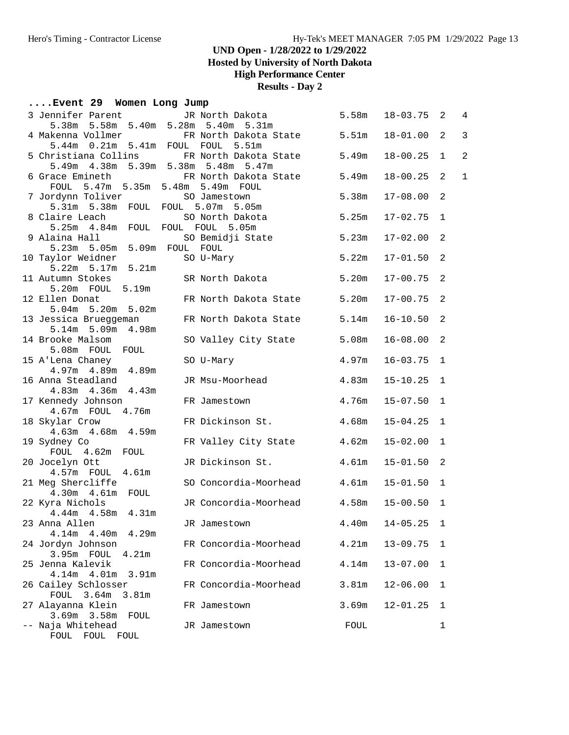## UND Open - 1/28/2022 to 1/29/2022

**Hosted by University of North Dakota**

**High Performance Center**

**Results - Day 2**

### ....Event 29 Women Long Jump

```
  3 Jennifer Parent          JR North Dakota            5.58m   18-03.75  2   4
      5.38m  5.58m  5.40m  5.28m  5.40m  5.31m
  4 Makenna Vollmer          FR North Dakota State      5.51m   18-01.00  2   3
      5.44m  0.21m  5.41m  FOUL  FOUL  5.51m
  5 Christiana Collins       FR North Dakota State      5.49m   18-00.25  1   2
      5.49m  4.38m  5.39m  5.38m  5.48m  5.47m
  6 Grace Emineth            FR North Dakota State      5.49m   18-00.25  2   1
      FOUL  5.47m  5.35m  5.48m  5.49m  FOUL
  7 Jordynn Toliver          SO Jamestown               5.38m   17-08.00  2
      5.31m  5.38m  FOUL  FOUL  5.07m  5.05m
  8 Claire Leach             SO North Dakota            5.25m   17-02.75  1
      5.25m  4.84m  FOUL  FOUL  FOUL  5.05m
  9 Alaina Hall              SO Bemidji State           5.23m   17-02.00  2
      5.23m  5.05m  5.09m  FOUL  FOUL
 10 Taylor Weidner           SO U-Mary                  5.22m   17-01.50  2
      5.22m  5.17m  5.21m
 11 Autumn Stokes            SR North Dakota            5.20m   17-00.75  2
      5.20m  FOUL  5.19m
 12 Ellen Donat              FR North Dakota State      5.20m   17-00.75  2
      5.04m  5.20m  5.02m
 13 Jessica Brueggeman       FR North Dakota State      5.14m   16-10.50  2
      5.14m  5.09m  4.98m
 14 Brooke Malsom            SO Valley City State       5.08m   16-08.00  2
      5.08m  FOUL  FOUL
 15 A'Lena Chaney            SO U-Mary                  4.97m   16-03.75  1
      4.97m  4.89m  4.89m
 16 Anna Steadland           JR Msu-Moorhead            4.83m   15-10.25  1
      4.83m  4.36m  4.43m
 17 Kennedy Johnson          FR Jamestown               4.76m   15-07.50  1
      4.67m  FOUL  4.76m
 18 Skylar Crow              FR Dickinson St.           4.68m   15-04.25  1
      4.63m  4.68m  4.59m
 19 Sydney Co                FR Valley City State       4.62m   15-02.00  1
      FOUL  4.62m  FOUL
 20 Jocelyn Ott              JR Dickinson St.           4.61m   15-01.50  2
      4.57m  FOUL  4.61m
 21 Meg Shercliffe           SO Concordia-Moorhead      4.61m   15-01.50  1
      4.30m  4.61m  FOUL
 22 Kyra Nichols             JR Concordia-Moorhead      4.58m   15-00.50  1
      4.44m  4.58m  4.31m
 23 Anna Allen               JR Jamestown               4.40m   14-05.25  1
      4.14m  4.40m  4.29m
 24 Jordyn Johnson           FR Concordia-Moorhead      4.21m   13-09.75  1
      3.95m  FOUL  4.21m
 25 Jenna Kalevik            FR Concordia-Moorhead      4.14m   13-07.00  1
      4.14m  4.01m  3.91m
 26 Cailey Schlosser         FR Concordia-Moorhead      3.81m   12-06.00  1
      FOUL  3.64m  3.81m
 27 Alayanna Klein           FR Jamestown               3.69m   12-01.25  1
      3.69m  3.58m  FOUL
 -- Naja Whitehead           JR Jamestown               FOUL              1
      FOUL  FOUL  FOUL
```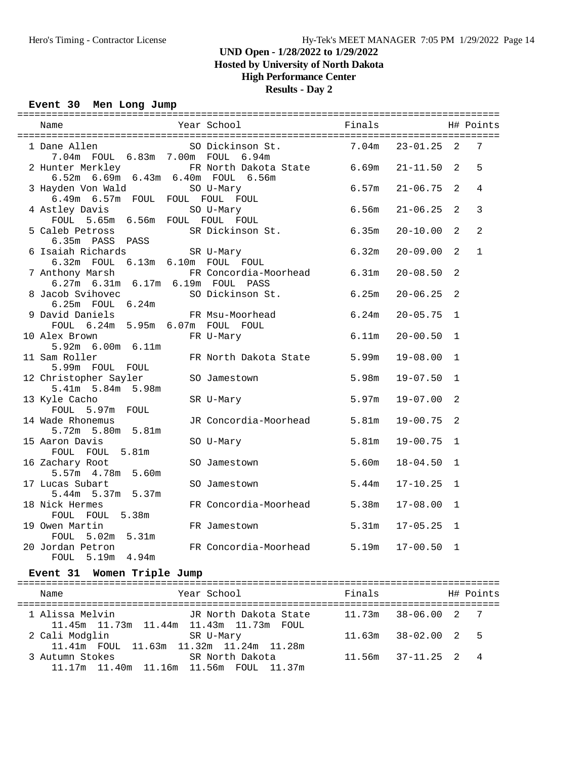# UND Open - 1/28/2022 to 1/29/2022
## Hosted by University of North Dakota
## High Performance Center
## Results - Day 2

### Event 30 Men Long Jump

| Place | Name | Year | School | Finals | | H# | Points |
|---|---|---|---|---|---|---|---|
| 1 | Dane Allen | SO | Dickinson St. | 7.04m | 23-01.25 | 2 | 7 |
| | 7.04m FOUL 6.83m 7.00m FOUL 6.94m | | | | | | |
| 2 | Hunter Merkley | FR | North Dakota State | 6.69m | 21-11.50 | 2 | 5 |
| | 6.52m 6.69m 6.43m 6.40m FOUL 6.56m | | | | | | |
| 3 | Hayden Von Wald | SO | U-Mary | 6.57m | 21-06.75 | 2 | 4 |
| | 6.49m 6.57m FOUL FOUL FOUL FOUL | | | | | | |
| 4 | Astley Davis | SO | U-Mary | 6.56m | 21-06.25 | 2 | 3 |
| | FOUL 5.65m 6.56m FOUL FOUL FOUL | | | | | | |
| 5 | Caleb Petross | SR | Dickinson St. | 6.35m | 20-10.00 | 2 | 2 |
| | 6.35m PASS PASS | | | | | | |
| 6 | Isaiah Richards | SR | U-Mary | 6.32m | 20-09.00 | 2 | 1 |
| | 6.32m FOUL 6.13m 6.10m FOUL FOUL | | | | | | |
| 7 | Anthony Marsh | FR | Concordia-Moorhead | 6.31m | 20-08.50 | 2 | |
| | 6.27m 6.31m 6.17m 6.19m FOUL PASS | | | | | | |
| 8 | Jacob Svihovec | SO | Dickinson St. | 6.25m | 20-06.25 | 2 | |
| | 6.25m FOUL 6.24m | | | | | | |
| 9 | David Daniels | FR | Msu-Moorhead | 6.24m | 20-05.75 | 1 | |
| | FOUL 6.24m 5.95m 6.07m FOUL FOUL | | | | | | |
| 10 | Alex Brown | FR | U-Mary | 6.11m | 20-00.50 | 1 | |
| | 5.92m 6.00m 6.11m | | | | | | |
| 11 | Sam Roller | FR | North Dakota State | 5.99m | 19-08.00 | 1 | |
| | 5.99m FOUL FOUL | | | | | | |
| 12 | Christopher Sayler | SO | Jamestown | 5.98m | 19-07.50 | 1 | |
| | 5.41m 5.84m 5.98m | | | | | | |
| 13 | Kyle Cacho | SR | U-Mary | 5.97m | 19-07.00 | 2 | |
| | FOUL 5.97m FOUL | | | | | | |
| 14 | Wade Rhonemus | JR | Concordia-Moorhead | 5.81m | 19-00.75 | 2 | |
| | 5.72m 5.80m 5.81m | | | | | | |
| 15 | Aaron Davis | SO | U-Mary | 5.81m | 19-00.75 | 1 | |
| | FOUL FOUL 5.81m | | | | | | |
| 16 | Zachary Root | SO | Jamestown | 5.60m | 18-04.50 | 1 | |
| | 5.57m 4.78m 5.60m | | | | | | |
| 17 | Lucas Subart | SO | Jamestown | 5.44m | 17-10.25 | 1 | |
| | 5.44m 5.37m 5.37m | | | | | | |
| 18 | Nick Hermes | FR | Concordia-Moorhead | 5.38m | 17-08.00 | 1 | |
| | FOUL FOUL 5.38m | | | | | | |
| 19 | Owen Martin | FR | Jamestown | 5.31m | 17-05.25 | 1 | |
| | FOUL 5.02m 5.31m | | | | | | |
| 20 | Jordan Petron | FR | Concordia-Moorhead | 5.19m | 17-00.50 | 1 | |
| | FOUL 5.19m 4.94m | | | | | | |

### Event 31 Women Triple Jump

| Place | Name | Year | School | Finals | | H# | Points |
|---|---|---|---|---|---|---|---|
| 1 | Alissa Melvin | JR | North Dakota State | 11.73m | 38-06.00 | 2 | 7 |
| | 11.45m 11.73m 11.44m 11.43m 11.73m FOUL | | | | | | |
| 2 | Cali Modglin | SR | U-Mary | 11.63m | 38-02.00 | 2 | 5 |
| | 11.41m FOUL 11.63m 11.32m 11.24m 11.28m | | | | | | |
| 3 | Autumn Stokes | SR | North Dakota | 11.56m | 37-11.25 | 2 | 4 |
| | 11.17m 11.40m 11.16m 11.56m FOUL 11.37m | | | | | | |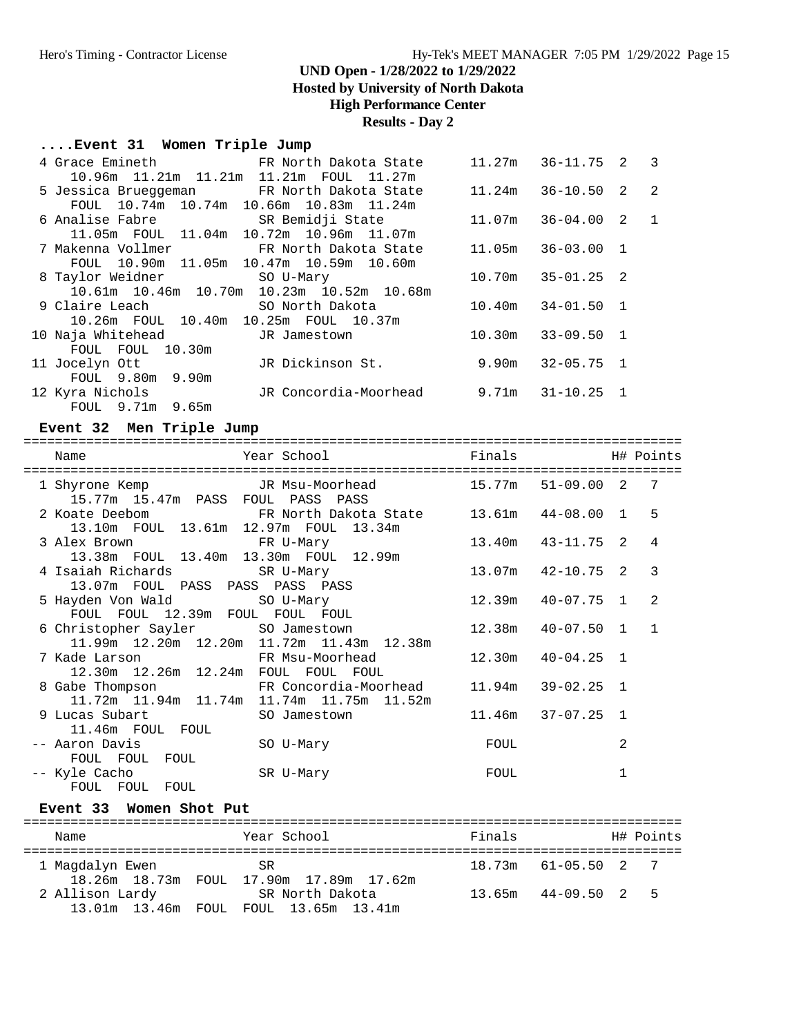# UND Open - 1/28/2022 to 1/29/2022

## Hosted by University of North Dakota

## High Performance Center

## Results - Day 2

### ....Event 31 Women Triple Jump

| Name | Year | School | Finals | | H# | Points |
|---|---|---|---|---|---|---|
| 4 Grace Emineth | FR | North Dakota State | 11.27m | 36-11.75 | 2 | 3 |
| 10.96m 11.21m 11.21m 11.21m FOUL 11.27m | | | | | | |
| 5 Jessica Brueggeman | FR | North Dakota State | 11.24m | 36-10.50 | 2 | 2 |
| FOUL 10.74m 10.74m 10.66m 10.83m 11.24m | | | | | | |
| 6 Analise Fabre | SR | Bemidji State | 11.07m | 36-04.00 | 2 | 1 |
| 11.05m FOUL 11.04m 10.72m 10.96m 11.07m | | | | | | |
| 7 Makenna Vollmer | FR | North Dakota State | 11.05m | 36-03.00 | 1 | |
| FOUL 10.90m 11.05m 10.47m 10.59m 10.60m | | | | | | |
| 8 Taylor Weidner | SO | U-Mary | 10.70m | 35-01.25 | 2 | |
| 10.61m 10.46m 10.70m 10.23m 10.52m 10.68m | | | | | | |
| 9 Claire Leach | SO | North Dakota | 10.40m | 34-01.50 | 1 | |
| 10.26m FOUL 10.40m 10.25m FOUL 10.37m | | | | | | |
| 10 Naja Whitehead | JR | Jamestown | 10.30m | 33-09.50 | 1 | |
| FOUL FOUL 10.30m | | | | | | |
| 11 Jocelyn Ott | JR | Dickinson St. | 9.90m | 32-05.75 | 1 | |
| FOUL 9.80m 9.90m | | | | | | |
| 12 Kyra Nichols | JR | Concordia-Moorhead | 9.71m | 31-10.25 | 1 | |
| FOUL 9.71m 9.65m | | | | | | |

### Event 32 Men Triple Jump

| Name | Year | School | Finals | | H# | Points |
|---|---|---|---|---|---|---|
| 1 Shyrone Kemp | JR | Msu-Moorhead | 15.77m | 51-09.00 | 2 | 7 |
| 15.77m 15.47m PASS FOUL PASS PASS | | | | | | |
| 2 Koate Deebom | FR | North Dakota State | 13.61m | 44-08.00 | 1 | 5 |
| 13.10m FOUL 13.61m 12.97m FOUL 13.34m | | | | | | |
| 3 Alex Brown | FR | U-Mary | 13.40m | 43-11.75 | 2 | 4 |
| 13.38m FOUL 13.40m 13.30m FOUL 12.99m | | | | | | |
| 4 Isaiah Richards | SR | U-Mary | 13.07m | 42-10.75 | 2 | 3 |
| 13.07m FOUL PASS PASS PASS PASS | | | | | | |
| 5 Hayden Von Wald | SO | U-Mary | 12.39m | 40-07.75 | 1 | 2 |
| FOUL FOUL 12.39m FOUL FOUL FOUL | | | | | | |
| 6 Christopher Sayler | SO | Jamestown | 12.38m | 40-07.50 | 1 | 1 |
| 11.99m 12.20m 12.20m 11.72m 11.43m 12.38m | | | | | | |
| 7 Kade Larson | FR | Msu-Moorhead | 12.30m | 40-04.25 | 1 | |
| 12.30m 12.26m 12.24m FOUL FOUL FOUL | | | | | | |
| 8 Gabe Thompson | FR | Concordia-Moorhead | 11.94m | 39-02.25 | 1 | |
| 11.72m 11.94m 11.74m 11.74m 11.75m 11.52m | | | | | | |
| 9 Lucas Subart | SO | Jamestown | 11.46m | 37-07.25 | 1 | |
| 11.46m FOUL FOUL | | | | | | |
| -- Aaron Davis | SO | U-Mary | FOUL | | 2 | |
| FOUL FOUL FOUL | | | | | | |
| -- Kyle Cacho | SR | U-Mary | FOUL | | 1 | |
| FOUL FOUL FOUL | | | | | | |

### Event 33 Women Shot Put

| Name | Year | School | Finals | | H# | Points |
|---|---|---|---|---|---|---|
| 1 Magdalyn Ewen | SR | | 18.73m | 61-05.50 | 2 | 7 |
| 18.26m 18.73m FOUL 17.90m 17.89m 17.62m | | | | | | |
| 2 Allison Lardy | SR | North Dakota | 13.65m | 44-09.50 | 2 | 5 |
| 13.01m 13.46m FOUL FOUL 13.65m 13.41m | | | | | | |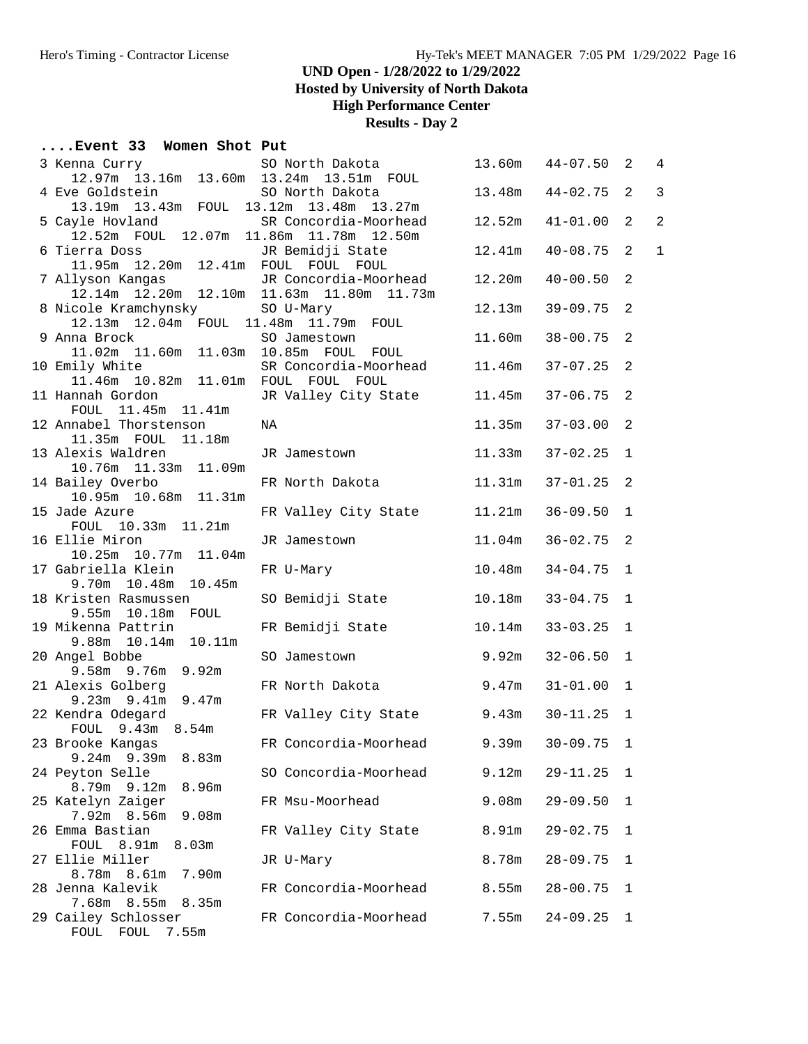# UND Open - 1/28/2022 to 1/29/2022

**Hosted by University of North Dakota**

**High Performance Center**

**Results - Day 2**

### ....Event 33 Women Shot Put

| Place | Name | Year | School | Mark | Imperial | Flight | Points |
|---|---|---|---|---|---|---|---|
| 3 | Kenna Curry | SO | North Dakota | 13.60m | 44-07.50 | 2 | 4 |
| | 12.97m 13.16m 13.60m 13.24m 13.51m FOUL | | | | | | |
| 4 | Eve Goldstein | SO | North Dakota | 13.48m | 44-02.75 | 2 | 3 |
| | 13.19m 13.43m FOUL 13.12m 13.48m 13.27m | | | | | | |
| 5 | Cayle Hovland | SR | Concordia-Moorhead | 12.52m | 41-01.00 | 2 | 2 |
| | 12.52m FOUL 12.07m 11.86m 11.78m 12.50m | | | | | | |
| 6 | Tierra Doss | JR | Bemidji State | 12.41m | 40-08.75 | 2 | 1 |
| | 11.95m 12.20m 12.41m FOUL FOUL FOUL | | | | | | |
| 7 | Allyson Kangas | JR | Concordia-Moorhead | 12.20m | 40-00.50 | 2 | |
| | 12.14m 12.20m 12.10m 11.63m 11.80m 11.73m | | | | | | |
| 8 | Nicole Kramchynsky | SO | U-Mary | 12.13m | 39-09.75 | 2 | |
| | 12.13m 12.04m FOUL 11.48m 11.79m FOUL | | | | | | |
| 9 | Anna Brock | SO | Jamestown | 11.60m | 38-00.75 | 2 | |
| | 11.02m 11.60m 11.03m 10.85m FOUL FOUL | | | | | | |
| 10 | Emily White | SR | Concordia-Moorhead | 11.46m | 37-07.25 | 2 | |
| | 11.46m 10.82m 11.01m FOUL FOUL FOUL | | | | | | |
| 11 | Hannah Gordon | JR | Valley City State | 11.45m | 37-06.75 | 2 | |
| | FOUL 11.45m 11.41m | | | | | | |
| 12 | Annabel Thorstenson | | NA | 11.35m | 37-03.00 | 2 | |
| | 11.35m FOUL 11.18m | | | | | | |
| 13 | Alexis Waldren | JR | Jamestown | 11.33m | 37-02.25 | 1 | |
| | 10.76m 11.33m 11.09m | | | | | | |
| 14 | Bailey Overbo | FR | North Dakota | 11.31m | 37-01.25 | 2 | |
| | 10.95m 10.68m 11.31m | | | | | | |
| 15 | Jade Azure | FR | Valley City State | 11.21m | 36-09.50 | 1 | |
| | FOUL 10.33m 11.21m | | | | | | |
| 16 | Ellie Miron | JR | Jamestown | 11.04m | 36-02.75 | 2 | |
| | 10.25m 10.77m 11.04m | | | | | | |
| 17 | Gabriella Klein | FR | U-Mary | 10.48m | 34-04.75 | 1 | |
| | 9.70m 10.48m 10.45m | | | | | | |
| 18 | Kristen Rasmussen | SO | Bemidji State | 10.18m | 33-04.75 | 1 | |
| | 9.55m 10.18m FOUL | | | | | | |
| 19 | Mikenna Pattrin | FR | Bemidji State | 10.14m | 33-03.25 | 1 | |
| | 9.88m 10.14m 10.11m | | | | | | |
| 20 | Angel Bobbe | SO | Jamestown | 9.92m | 32-06.50 | 1 | |
| | 9.58m 9.76m 9.92m | | | | | | |
| 21 | Alexis Golberg | FR | North Dakota | 9.47m | 31-01.00 | 1 | |
| | 9.23m 9.41m 9.47m | | | | | | |
| 22 | Kendra Odegard | FR | Valley City State | 9.43m | 30-11.25 | 1 | |
| | FOUL 9.43m 8.54m | | | | | | |
| 23 | Brooke Kangas | FR | Concordia-Moorhead | 9.39m | 30-09.75 | 1 | |
| | 9.24m 9.39m 8.83m | | | | | | |
| 24 | Peyton Selle | SO | Concordia-Moorhead | 9.12m | 29-11.25 | 1 | |
| | 8.79m 9.12m 8.96m | | | | | | |
| 25 | Katelyn Zaiger | FR | Msu-Moorhead | 9.08m | 29-09.50 | 1 | |
| | 7.92m 8.56m 9.08m | | | | | | |
| 26 | Emma Bastian | FR | Valley City State | 8.91m | 29-02.75 | 1 | |
| | FOUL 8.91m 8.03m | | | | | | |
| 27 | Ellie Miller | JR | U-Mary | 8.78m | 28-09.75 | 1 | |
| | 8.78m 8.61m 7.90m | | | | | | |
| 28 | Jenna Kalevik | FR | Concordia-Moorhead | 8.55m | 28-00.75 | 1 | |
| | 7.68m 8.55m 8.35m | | | | | | |
| 29 | Cailey Schlosser | FR | Concordia-Moorhead | 7.55m | 24-09.25 | 1 | |
| | FOUL FOUL 7.55m | | | | | | |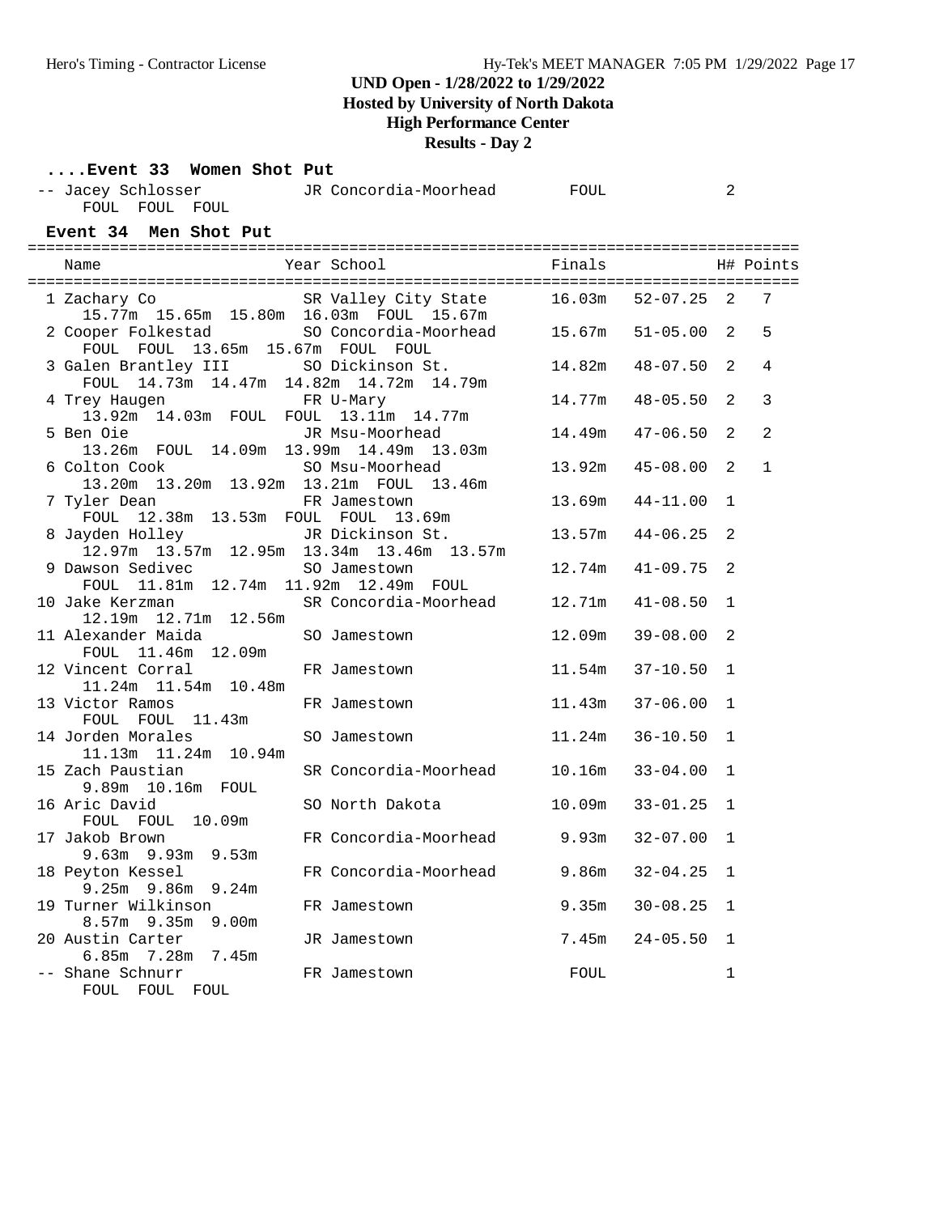## UND Open - 1/28/2022 to 1/29/2022
### Hosted by University of North Dakota
### High Performance Center
### Results - Day 2

**....Event 33 Women Shot Put**

| | Name | Year | School | Finals | | H# | Points |
|---|---|---|---|---|---|---|---|
| -- | Jacey Schlosser | JR | Concordia-Moorhead | FOUL | | 2 | |
| | FOUL FOUL FOUL | | | | | | |

**Event 34 Men Shot Put**

| | Name | Year | School | Finals | | H# | Points |
|---|---|---|---|---|---|---|---|
| 1 | Zachary Co | SR | Valley City State | 16.03m | 52-07.25 | 2 | 7 |
| | 15.77m 15.65m 15.80m 16.03m FOUL 15.67m | | | | | | |
| 2 | Cooper Folkestad | SO | Concordia-Moorhead | 15.67m | 51-05.00 | 2 | 5 |
| | FOUL FOUL 13.65m 15.67m FOUL FOUL | | | | | | |
| 3 | Galen Brantley III | SO | Dickinson St. | 14.82m | 48-07.50 | 2 | 4 |
| | FOUL 14.73m 14.47m 14.82m 14.72m 14.79m | | | | | | |
| 4 | Trey Haugen | FR | U-Mary | 14.77m | 48-05.50 | 2 | 3 |
| | 13.92m 14.03m FOUL FOUL 13.11m 14.77m | | | | | | |
| 5 | Ben Oie | JR | Msu-Moorhead | 14.49m | 47-06.50 | 2 | 2 |
| | 13.26m FOUL 14.09m 13.99m 14.49m 13.03m | | | | | | |
| 6 | Colton Cook | SO | Msu-Moorhead | 13.92m | 45-08.00 | 2 | 1 |
| | 13.20m 13.20m 13.92m 13.21m FOUL 13.46m | | | | | | |
| 7 | Tyler Dean | FR | Jamestown | 13.69m | 44-11.00 | 1 | |
| | FOUL 12.38m 13.53m FOUL FOUL 13.69m | | | | | | |
| 8 | Jayden Holley | JR | Dickinson St. | 13.57m | 44-06.25 | 2 | |
| | 12.97m 13.57m 12.95m 13.34m 13.46m 13.57m | | | | | | |
| 9 | Dawson Sedivec | SO | Jamestown | 12.74m | 41-09.75 | 2 | |
| | FOUL 11.81m 12.74m 11.92m 12.49m FOUL | | | | | | |
| 10 | Jake Kerzman | SR | Concordia-Moorhead | 12.71m | 41-08.50 | 1 | |
| | 12.19m 12.71m 12.56m | | | | | | |
| 11 | Alexander Maida | SO | Jamestown | 12.09m | 39-08.00 | 2 | |
| | FOUL 11.46m 12.09m | | | | | | |
| 12 | Vincent Corral | FR | Jamestown | 11.54m | 37-10.50 | 1 | |
| | 11.24m 11.54m 10.48m | | | | | | |
| 13 | Victor Ramos | FR | Jamestown | 11.43m | 37-06.00 | 1 | |
| | FOUL FOUL 11.43m | | | | | | |
| 14 | Jorden Morales | SO | Jamestown | 11.24m | 36-10.50 | 1 | |
| | 11.13m 11.24m 10.94m | | | | | | |
| 15 | Zach Paustian | SR | Concordia-Moorhead | 10.16m | 33-04.00 | 1 | |
| | 9.89m 10.16m FOUL | | | | | | |
| 16 | Aric David | SO | North Dakota | 10.09m | 33-01.25 | 1 | |
| | FOUL FOUL 10.09m | | | | | | |
| 17 | Jakob Brown | FR | Concordia-Moorhead | 9.93m | 32-07.00 | 1 | |
| | 9.63m 9.93m 9.53m | | | | | | |
| 18 | Peyton Kessel | FR | Concordia-Moorhead | 9.86m | 32-04.25 | 1 | |
| | 9.25m 9.86m 9.24m | | | | | | |
| 19 | Turner Wilkinson | FR | Jamestown | 9.35m | 30-08.25 | 1 | |
| | 8.57m 9.35m 9.00m | | | | | | |
| 20 | Austin Carter | JR | Jamestown | 7.45m | 24-05.50 | 1 | |
| | 6.85m 7.28m 7.45m | | | | | | |
| -- | Shane Schnurr | FR | Jamestown | FOUL | | 1 | |
| | FOUL FOUL FOUL | | | | | | |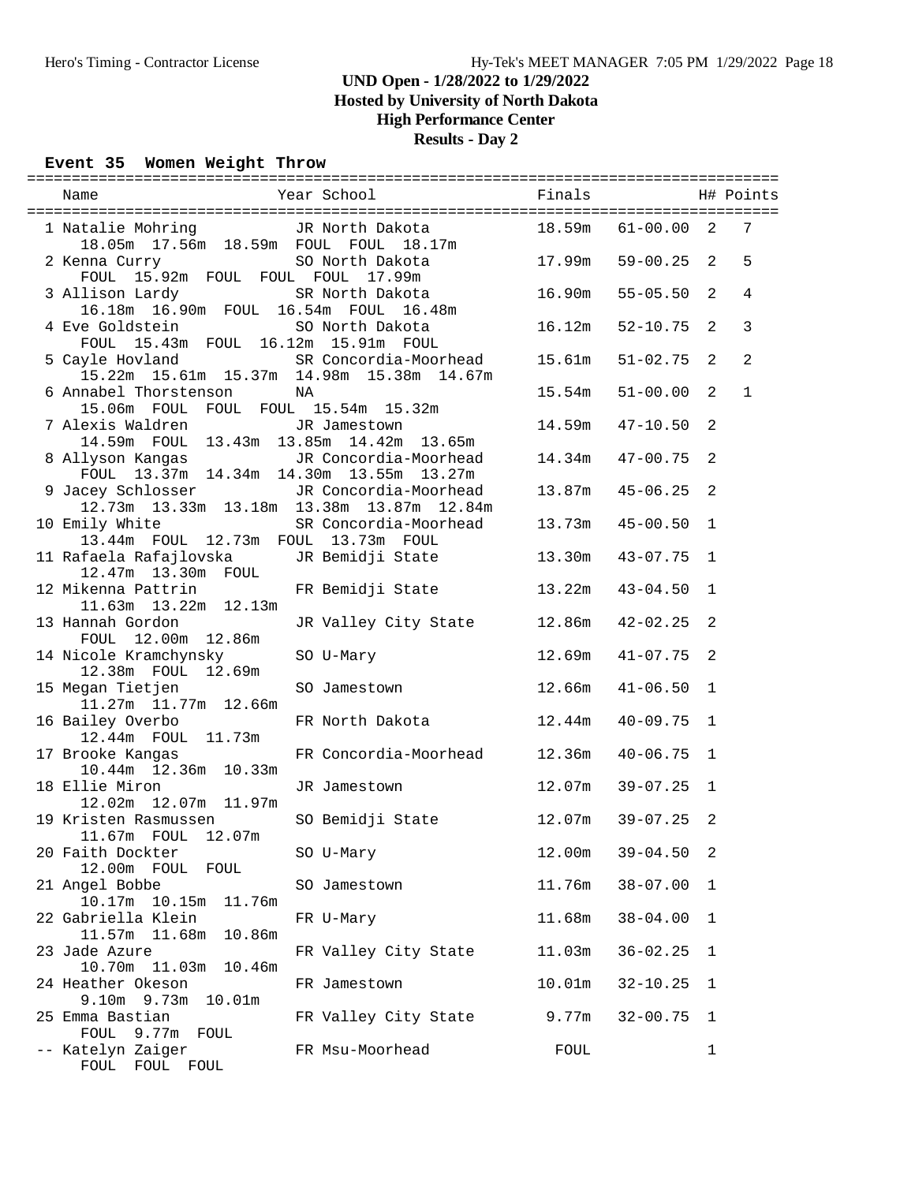# UND Open - 1/28/2022 to 1/29/2022
## Hosted by University of North Dakota
## High Performance Center
## Results - Day 2

### Event 35 Women Weight Throw

| Place | Name | Year | School | Finals | | H# | Points |
|---|---|---|---|---|---|---|---|
| 1 | Natalie Mohring | JR | North Dakota | 18.59m | 61-00.00 | 2 | 7 |
| | 18.05m 17.56m 18.59m FOUL FOUL 18.17m | | | | | | |
| 2 | Kenna Curry | SO | North Dakota | 17.99m | 59-00.25 | 2 | 5 |
| | FOUL 15.92m FOUL FOUL FOUL 17.99m | | | | | | |
| 3 | Allison Lardy | SR | North Dakota | 16.90m | 55-05.50 | 2 | 4 |
| | 16.18m 16.90m FOUL 16.54m FOUL 16.48m | | | | | | |
| 4 | Eve Goldstein | SO | North Dakota | 16.12m | 52-10.75 | 2 | 3 |
| | FOUL 15.43m FOUL 16.12m 15.91m FOUL | | | | | | |
| 5 | Cayle Hovland | SR | Concordia-Moorhead | 15.61m | 51-02.75 | 2 | 2 |
| | 15.22m 15.61m 15.37m 14.98m 15.38m 14.67m | | | | | | |
| 6 | Annabel Thorstenson | | NA | 15.54m | 51-00.00 | 2 | 1 |
| | 15.06m FOUL FOUL FOUL 15.54m 15.32m | | | | | | |
| 7 | Alexis Waldren | JR | Jamestown | 14.59m | 47-10.50 | 2 | |
| | 14.59m FOUL 13.43m 13.85m 14.42m 13.65m | | | | | | |
| 8 | Allyson Kangas | JR | Concordia-Moorhead | 14.34m | 47-00.75 | 2 | |
| | FOUL 13.37m 14.34m 14.30m 13.55m 13.27m | | | | | | |
| 9 | Jacey Schlosser | JR | Concordia-Moorhead | 13.87m | 45-06.25 | 2 | |
| | 12.73m 13.33m 13.18m 13.38m 13.87m 12.84m | | | | | | |
| 10 | Emily White | SR | Concordia-Moorhead | 13.73m | 45-00.50 | 1 | |
| | 13.44m FOUL 12.73m FOUL 13.73m FOUL | | | | | | |
| 11 | Rafaela Rafajlovska | JR | Bemidji State | 13.30m | 43-07.75 | 1 | |
| | 12.47m 13.30m FOUL | | | | | | |
| 12 | Mikenna Pattrin | FR | Bemidji State | 13.22m | 43-04.50 | 1 | |
| | 11.63m 13.22m 12.13m | | | | | | |
| 13 | Hannah Gordon | JR | Valley City State | 12.86m | 42-02.25 | 2 | |
| | FOUL 12.00m 12.86m | | | | | | |
| 14 | Nicole Kramchynsky | SO | U-Mary | 12.69m | 41-07.75 | 2 | |
| | 12.38m FOUL 12.69m | | | | | | |
| 15 | Megan Tietjen | SO | Jamestown | 12.66m | 41-06.50 | 1 | |
| | 11.27m 11.77m 12.66m | | | | | | |
| 16 | Bailey Overbo | FR | North Dakota | 12.44m | 40-09.75 | 1 | |
| | 12.44m FOUL 11.73m | | | | | | |
| 17 | Brooke Kangas | FR | Concordia-Moorhead | 12.36m | 40-06.75 | 1 | |
| | 10.44m 12.36m 10.33m | | | | | | |
| 18 | Ellie Miron | JR | Jamestown | 12.07m | 39-07.25 | 1 | |
| | 12.02m 12.07m 11.97m | | | | | | |
| 19 | Kristen Rasmussen | SO | Bemidji State | 12.07m | 39-07.25 | 2 | |
| | 11.67m FOUL 12.07m | | | | | | |
| 20 | Faith Dockter | SO | U-Mary | 12.00m | 39-04.50 | 2 | |
| | 12.00m FOUL FOUL | | | | | | |
| 21 | Angel Bobbe | SO | Jamestown | 11.76m | 38-07.00 | 1 | |
| | 10.17m 10.15m 11.76m | | | | | | |
| 22 | Gabriella Klein | FR | U-Mary | 11.68m | 38-04.00 | 1 | |
| | 11.57m 11.68m 10.86m | | | | | | |
| 23 | Jade Azure | FR | Valley City State | 11.03m | 36-02.25 | 1 | |
| | 10.70m 11.03m 10.46m | | | | | | |
| 24 | Heather Okeson | FR | Jamestown | 10.01m | 32-10.25 | 1 | |
| | 9.10m 9.73m 10.01m | | | | | | |
| 25 | Emma Bastian | FR | Valley City State | 9.77m | 32-00.75 | 1 | |
| | FOUL 9.77m FOUL | | | | | | |
| -- | Katelyn Zaiger | FR | Msu-Moorhead | FOUL | | 1 | |
| | FOUL FOUL FOUL | | | | | | |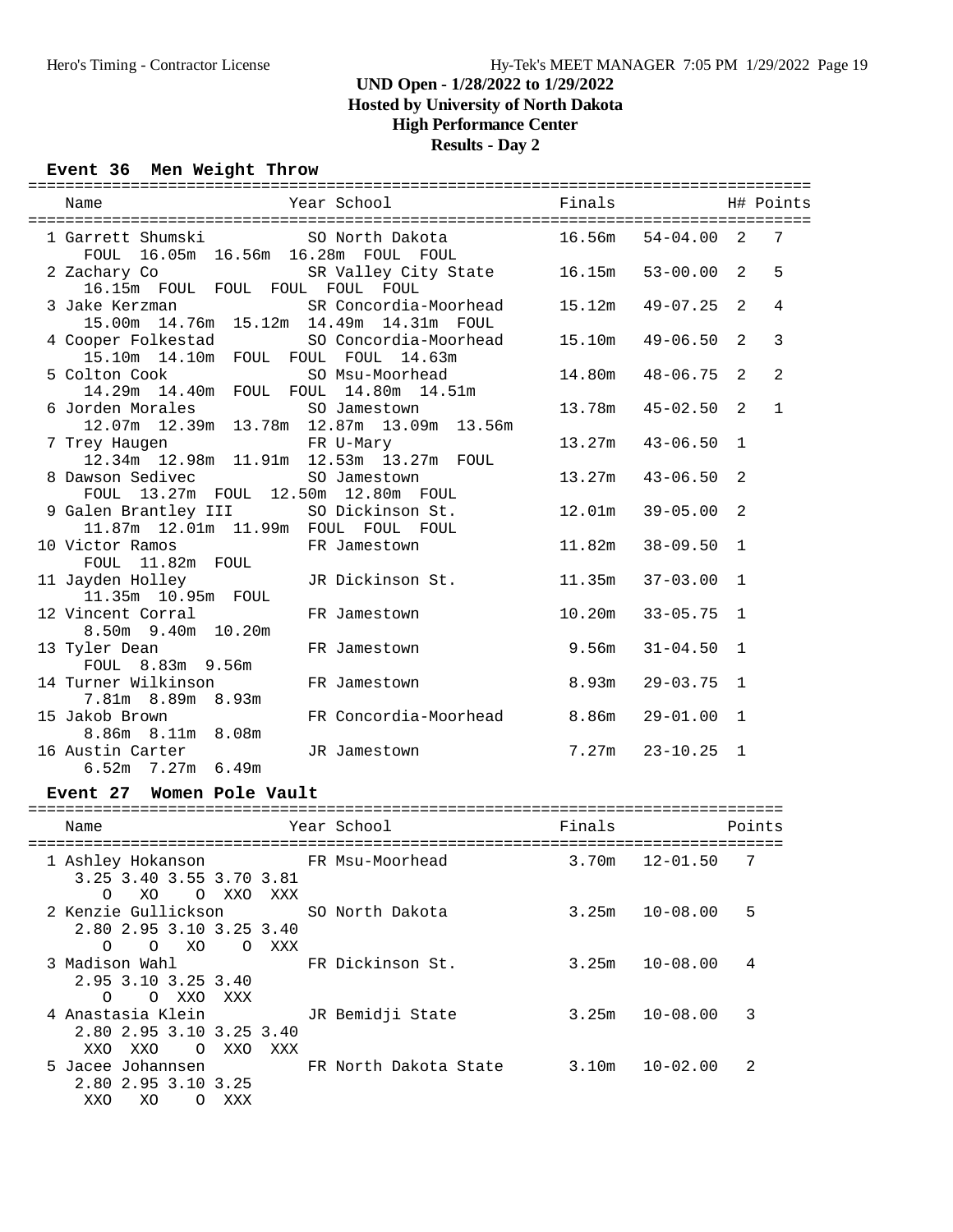# UND Open - 1/28/2022 to 1/29/2022
## Hosted by University of North Dakota
## High Performance Center
## Results - Day 2

### Event 36 Men Weight Throw

| Place | Name | Year | School | Finals | | H# | Points |
|---|---|---|---|---|---|---|---|
| 1 | Garrett Shumski | SO | North Dakota | 16.56m | 54-04.00 | 2 | 7 |
| | FOUL 16.05m 16.56m 16.28m FOUL FOUL | | | | | | |
| 2 | Zachary Co | SR | Valley City State | 16.15m | 53-00.00 | 2 | 5 |
| | 16.15m FOUL FOUL FOUL FOUL FOUL | | | | | | |
| 3 | Jake Kerzman | SR | Concordia-Moorhead | 15.12m | 49-07.25 | 2 | 4 |
| | 15.00m 14.76m 15.12m 14.49m 14.31m FOUL | | | | | | |
| 4 | Cooper Folkestad | SO | Concordia-Moorhead | 15.10m | 49-06.50 | 2 | 3 |
| | 15.10m 14.10m FOUL FOUL FOUL 14.63m | | | | | | |
| 5 | Colton Cook | SO | Msu-Moorhead | 14.80m | 48-06.75 | 2 | 2 |
| | 14.29m 14.40m FOUL FOUL 14.80m 14.51m | | | | | | |
| 6 | Jorden Morales | SO | Jamestown | 13.78m | 45-02.50 | 2 | 1 |
| | 12.07m 12.39m 13.78m 12.87m 13.09m 13.56m | | | | | | |
| 7 | Trey Haugen | FR | U-Mary | 13.27m | 43-06.50 | 1 | |
| | 12.34m 12.98m 11.91m 12.53m 13.27m FOUL | | | | | | |
| 8 | Dawson Sedivec | SO | Jamestown | 13.27m | 43-06.50 | 2 | |
| | FOUL 13.27m FOUL 12.50m 12.80m FOUL | | | | | | |
| 9 | Galen Brantley III | SO | Dickinson St. | 12.01m | 39-05.00 | 2 | |
| | 11.87m 12.01m 11.99m FOUL FOUL FOUL | | | | | | |
| 10 | Victor Ramos | FR | Jamestown | 11.82m | 38-09.50 | 1 | |
| | FOUL 11.82m FOUL | | | | | | |
| 11 | Jayden Holley | JR | Dickinson St. | 11.35m | 37-03.00 | 1 | |
| | 11.35m 10.95m FOUL | | | | | | |
| 12 | Vincent Corral | FR | Jamestown | 10.20m | 33-05.75 | 1 | |
| | 8.50m 9.40m 10.20m | | | | | | |
| 13 | Tyler Dean | FR | Jamestown | 9.56m | 31-04.50 | 1 | |
| | FOUL 8.83m 9.56m | | | | | | |
| 14 | Turner Wilkinson | FR | Jamestown | 8.93m | 29-03.75 | 1 | |
| | 7.81m 8.89m 8.93m | | | | | | |
| 15 | Jakob Brown | FR | Concordia-Moorhead | 8.86m | 29-01.00 | 1 | |
| | 8.86m 8.11m 8.08m | | | | | | |
| 16 | Austin Carter | JR | Jamestown | 7.27m | 23-10.25 | 1 | |
| | 6.52m 7.27m 6.49m | | | | | | |

### Event 27 Women Pole Vault

| Place | Name | Year | School | Finals | | Points |
|---|---|---|---|---|---|---|
| 1 | Ashley Hokanson | FR | Msu-Moorhead | 3.70m | 12-01.50 | 7 |
| | 3.25 3.40 3.55 3.70 3.81 | | | | | |
| | O XO O XXO XXX | | | | | |
| 2 | Kenzie Gullickson | SO | North Dakota | 3.25m | 10-08.00 | 5 |
| | 2.80 2.95 3.10 3.25 3.40 | | | | | |
| | O O XO O XXX | | | | | |
| 3 | Madison Wahl | FR | Dickinson St. | 3.25m | 10-08.00 | 4 |
| | 2.95 3.10 3.25 3.40 | | | | | |
| | O O XXO XXX | | | | | |
| 4 | Anastasia Klein | JR | Bemidji State | 3.25m | 10-08.00 | 3 |
| | 2.80 2.95 3.10 3.25 3.40 | | | | | |
| | XXO XXO O XXO XXX | | | | | |
| 5 | Jacee Johannsen | FR | North Dakota State | 3.10m | 10-02.00 | 2 |
| | 2.80 2.95 3.10 3.25 | | | | | |
| | XXO XO O XXX | | | | | |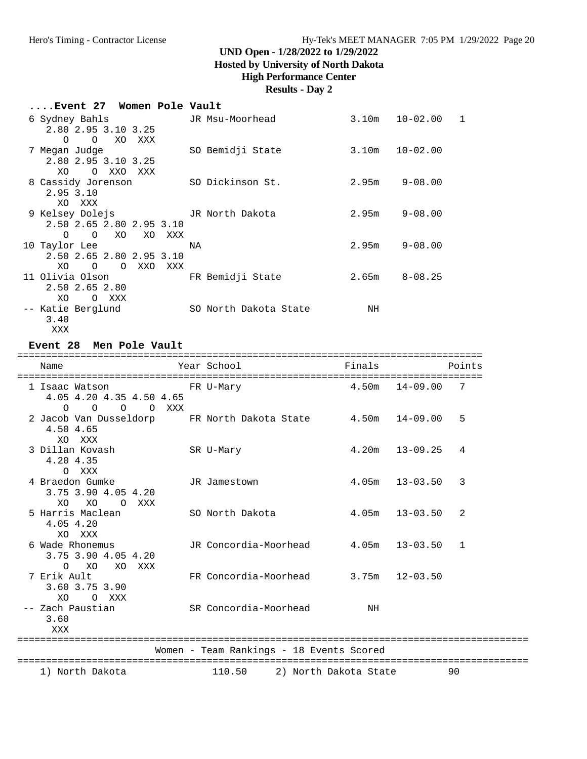UND Open - 1/28/2022 to 1/29/2022
Hosted by University of North Dakota
High Performance Center
Results - Day 2

### ....Event 27 Women Pole Vault

```
  6 Sydney Bahls             JR Msu-Moorhead             3.10m   10-02.00   1
     2.80 2.95 3.10 3.25
        O    O   XO  XXX
  7 Megan Judge              SO Bemidji State            3.10m   10-02.00
     2.80 2.95 3.10 3.25
       XO    O  XXO  XXX
  8 Cassidy Jorenson         SO Dickinson St.            2.95m    9-08.00
     2.95 3.10
       XO  XXX
  9 Kelsey Dolejs            JR North Dakota             2.95m    9-08.00
     2.50 2.65 2.80 2.95 3.10
        O    O   XO   XO  XXX
 10 Taylor Lee               NA                          2.95m    9-08.00
     2.50 2.65 2.80 2.95 3.10
       XO    O    O  XXO  XXX
 11 Olivia Olson             FR Bemidji State            2.65m    8-08.25
     2.50 2.65 2.80
       XO    O  XXX
 -- Katie Berglund           SO North Dakota State          NH
     3.40
      XXX
```

### Event 28 Men Pole Vault

```
================================================================================
    Name                    Year School                  Finals            Points
================================================================================
  1 Isaac Watson             FR U-Mary                   4.50m   14-09.00   7
     4.05 4.20 4.35 4.50 4.65
        O    O    O    O  XXX
  2 Jacob Van Dusseldorp     FR North Dakota State       4.50m   14-09.00   5
     4.50 4.65
       XO  XXX
  3 Dillan Kovash            SR U-Mary                   4.20m   13-09.25   4
     4.20 4.35
        O  XXX
  4 Braedon Gumke            JR Jamestown                4.05m   13-03.50   3
     3.75 3.90 4.05 4.20
       XO   XO    O  XXX
  5 Harris Maclean           SO North Dakota             4.05m   13-03.50   2
     4.05 4.20
       XO  XXX
  6 Wade Rhonemus            JR Concordia-Moorhead       4.05m   13-03.50   1
     3.75 3.90 4.05 4.20
        O   XO   XO  XXX
  7 Erik Ault                FR Concordia-Moorhead       3.75m   12-03.50
     3.60 3.75 3.90
       XO    O  XXX
 -- Zach Paustian            SR Concordia-Moorhead          NH
     3.60
      XXX
```

```
=========================================================================================
                       Women - Team Rankings - 18 Events Scored
=========================================================================================
    1) North Dakota              110.50     2) North Dakota State         90
```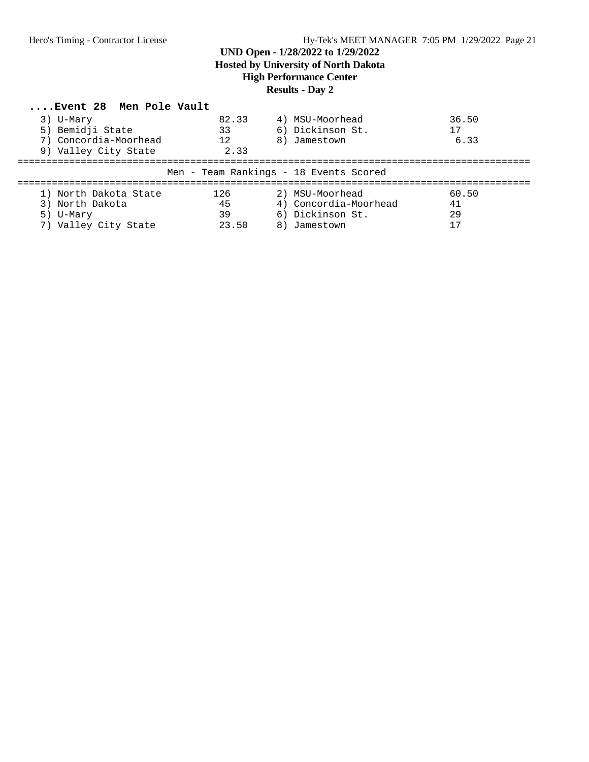### ....Event 28 Men Pole Vault

| | | | |
|---|---|---|---|
| 3) U-Mary | 82.33 | 4) MSU-Moorhead | 36.50 |
| 5) Bemidji State | 33 | 6) Dickinson St. | 17 |
| 7) Concordia-Moorhead | 12 | 8) Jamestown | 6.33 |
| 9) Valley City State | 2.33 | | |

### Men - Team Rankings - 18 Events Scored

| | | | |
|---|---|---|---|
| 1) North Dakota State | 126 | 2) MSU-Moorhead | 60.50 |
| 3) North Dakota | 45 | 4) Concordia-Moorhead | 41 |
| 5) U-Mary | 39 | 6) Dickinson St. | 29 |
| 7) Valley City State | 23.50 | 8) Jamestown | 17 |